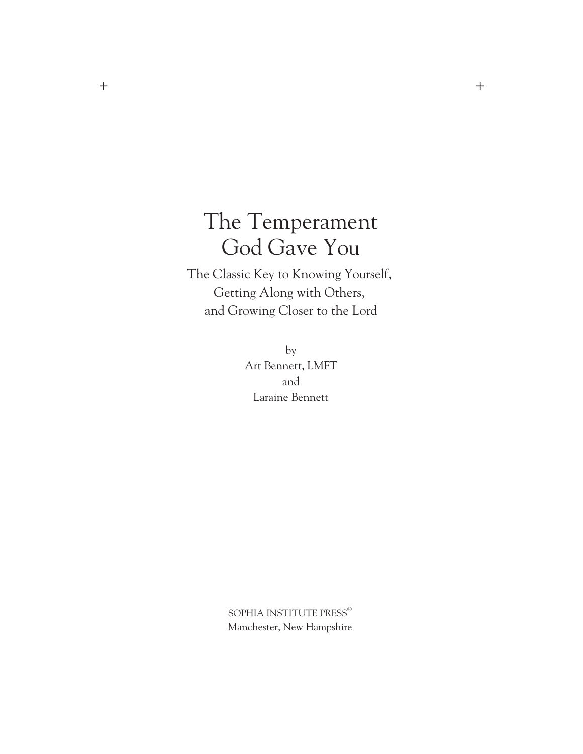# The Temperament God Gave You

## The Classic Key to Knowing Yourself, Getting Along with Others, and Growing Closer to the Lord

by

Art Bennett, LMFT

and

Laraine Bennett

SOPHIA INSTITUTE PRESS®

Manchester, New Hampshire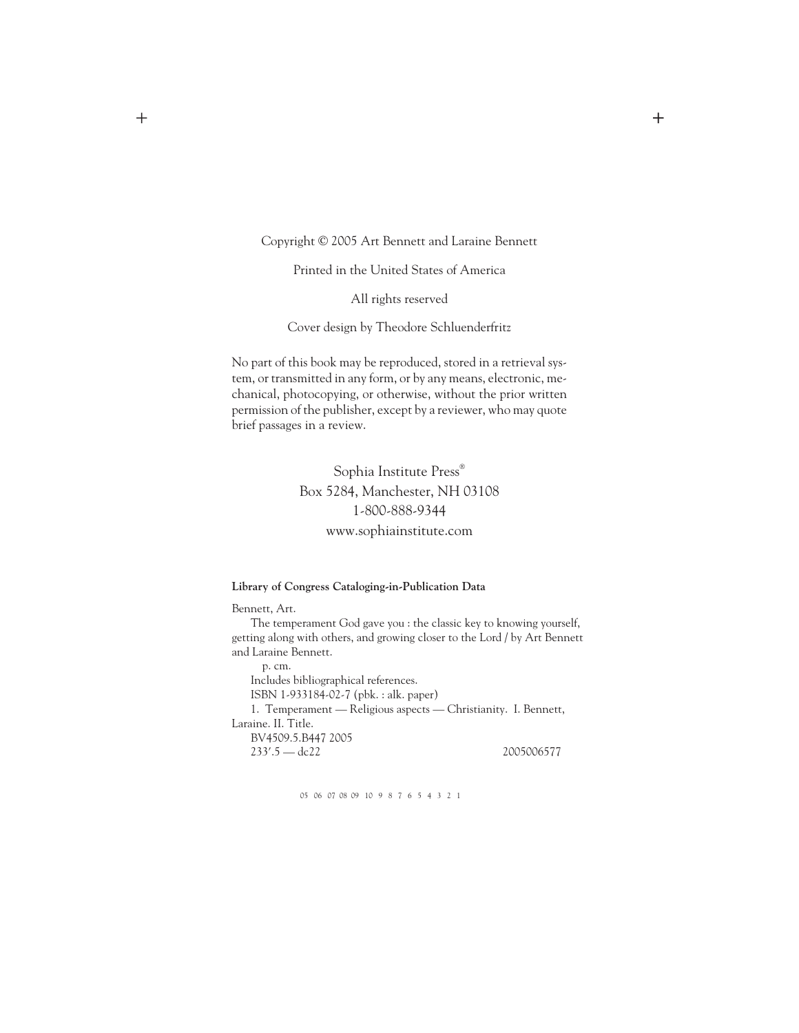Copyright © 2005 Art Bennett and Laraine Bennett

Printed in the United States of America

All rights reserved

Cover design by Theodore Schluenderfritz

No part of this book may be reproduced, stored in a retrieval system, or transmitted in any form, or by any means, electronic, mechanical, photocopying, or otherwise, without the prior written permission of the publisher, except by a reviewer, who may quote brief passages in a review.

Sophia Institute Press®
Box 5284, Manchester, NH 03108
1-800-888-9344
www.sophiainstitute.com

**Library of Congress Cataloging-in-Publication Data**

Bennett, Art.
The temperament God gave you : the classic key to knowing yourself, getting along with others, and growing closer to the Lord / by Art Bennett and Laraine Bennett.
p. cm.
Includes bibliographical references.
ISBN 1-933184-02-7 (pbk. : alk. paper)
1. Temperament — Religious aspects — Christianity. I. Bennett, Laraine. II. Title.
BV4509.5.B447 2005
233′.5 — dc22 2005006577

05 06 07 08 09 10 9 8 7 6 5 4 3 2 1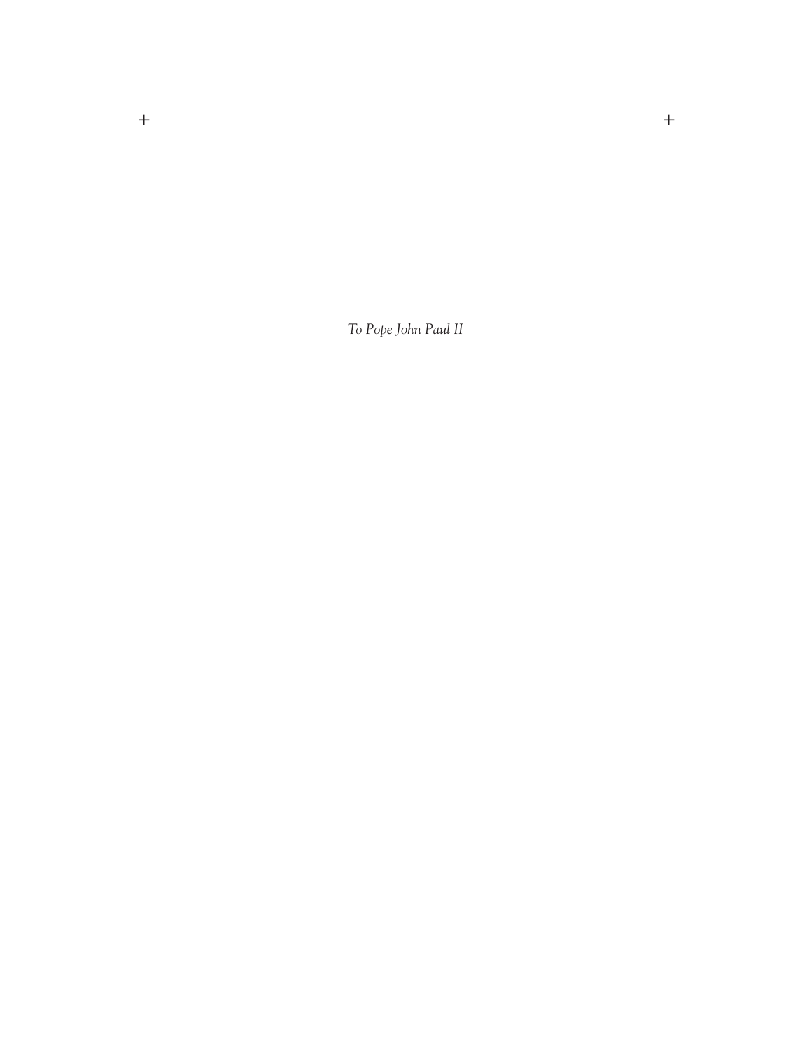*To Pope John Paul II*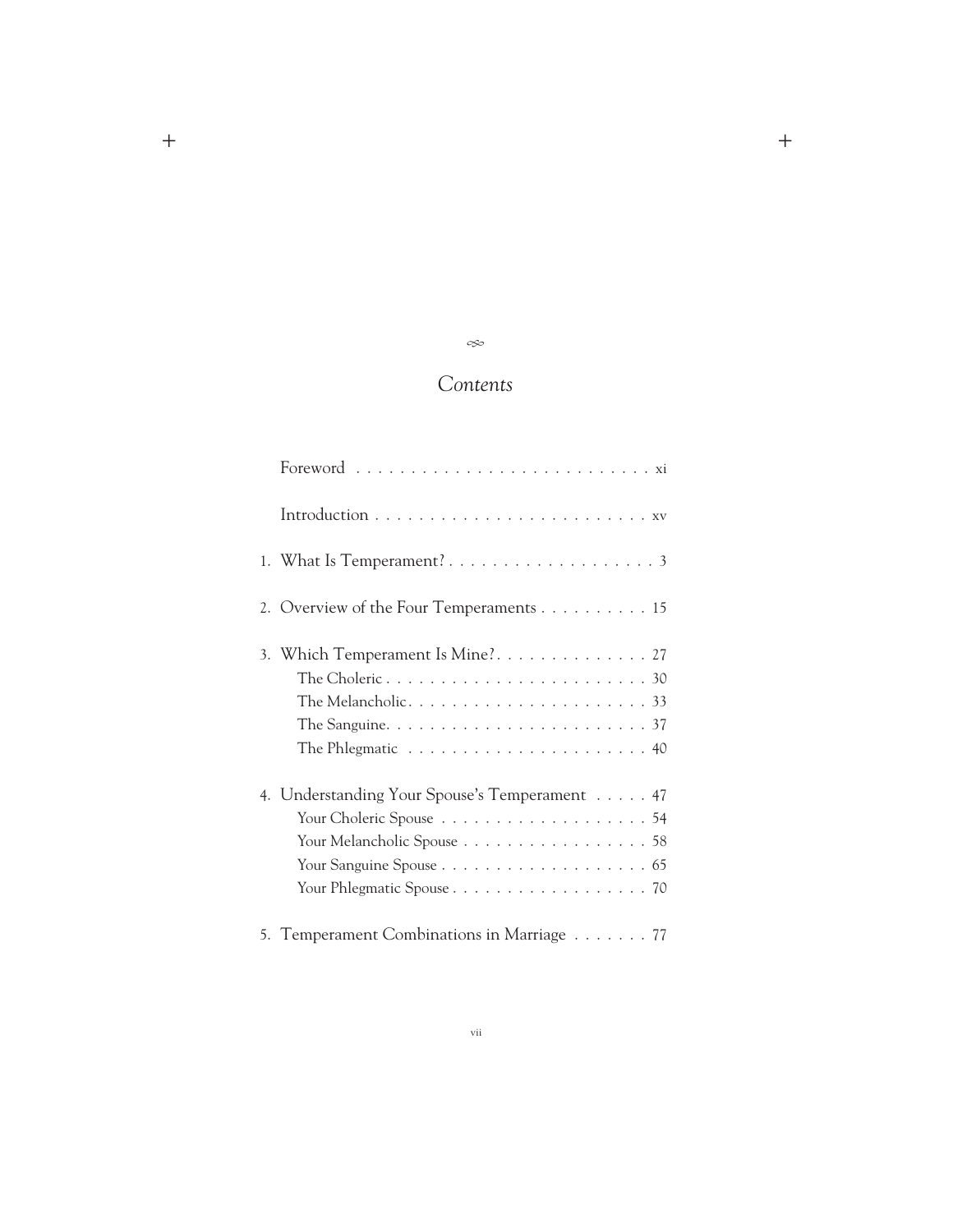# *Contents*

Foreword . . . . . . . . . . . . . . . . . . . . . . . . . . . xi

Introduction . . . . . . . . . . . . . . . . . . . . . . . . . . xv

1. What Is Temperament? . . . . . . . . . . . . . . . . . . . . 3

2. Overview of the Four Temperaments . . . . . . . . . . 15

3. Which Temperament Is Mine? . . . . . . . . . . . . . . 27
   - The Choleric . . . . . . . . . . . . . . . . . . . . . . . . 30
   - The Melancholic . . . . . . . . . . . . . . . . . . . . . . 33
   - The Sanguine . . . . . . . . . . . . . . . . . . . . . . . . 37
   - The Phlegmatic . . . . . . . . . . . . . . . . . . . . . . 40

4. Understanding Your Spouse's Temperament . . . . . 47
   - Your Choleric Spouse . . . . . . . . . . . . . . . . . . . 54
   - Your Melancholic Spouse . . . . . . . . . . . . . . . . . 58
   - Your Sanguine Spouse . . . . . . . . . . . . . . . . . . . 65
   - Your Phlegmatic Spouse . . . . . . . . . . . . . . . . . . 70

5. Temperament Combinations in Marriage . . . . . . . 77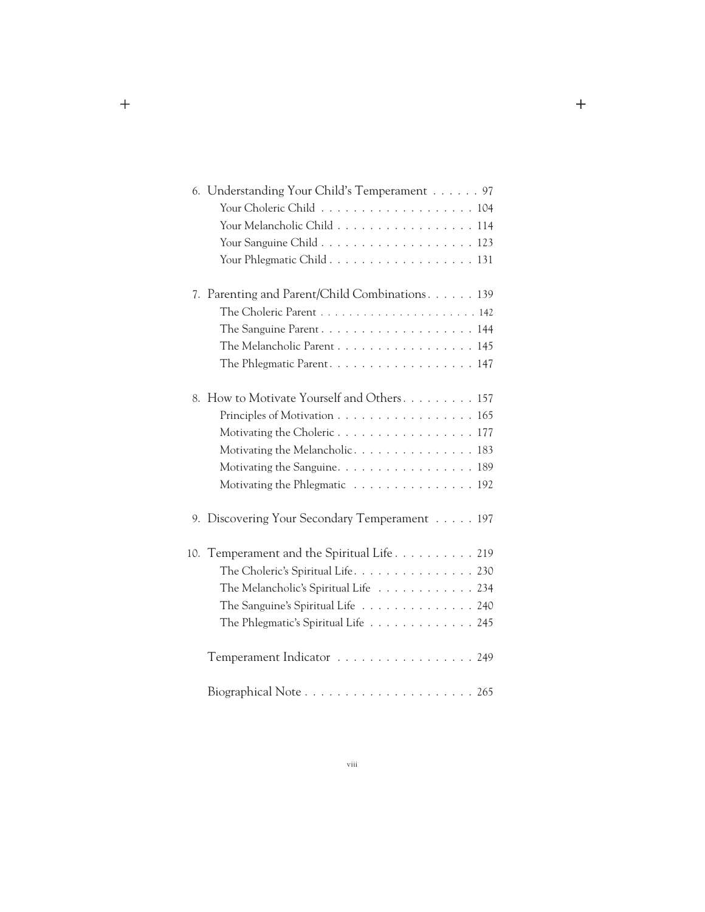6. Understanding Your Child's Temperament . . . . . . 97
   - Your Choleric Child . . . . . . . . . . . . . . . . . . 104
   - Your Melancholic Child . . . . . . . . . . . . . . . . 114
   - Your Sanguine Child . . . . . . . . . . . . . . . . . . 123
   - Your Phlegmatic Child . . . . . . . . . . . . . . . . . 131

7. Parenting and Parent/Child Combinations . . . . . . 139
   - The Choleric Parent . . . . . . . . . . . . . . . . . . . . . 142
   - The Sanguine Parent . . . . . . . . . . . . . . . . . . . 144
   - The Melancholic Parent . . . . . . . . . . . . . . . . . 145
   - The Phlegmatic Parent . . . . . . . . . . . . . . . . . . 147

8. How to Motivate Yourself and Others . . . . . . . . . 157
   - Principles of Motivation . . . . . . . . . . . . . . . . . 165
   - Motivating the Choleric . . . . . . . . . . . . . . . . . 177
   - Motivating the Melancholic . . . . . . . . . . . . . . . 183
   - Motivating the Sanguine . . . . . . . . . . . . . . . . . 189
   - Motivating the Phlegmatic . . . . . . . . . . . . . . . 192

9. Discovering Your Secondary Temperament . . . . . 197

10. Temperament and the Spiritual Life . . . . . . . . . . 219
    - The Choleric's Spiritual Life . . . . . . . . . . . . . . . 230
    - The Melancholic's Spiritual Life . . . . . . . . . . . . 234
    - The Sanguine's Spiritual Life . . . . . . . . . . . . . . 240
    - The Phlegmatic's Spiritual Life . . . . . . . . . . . . . 245

Temperament Indicator . . . . . . . . . . . . . . . . . 249

Biographical Note . . . . . . . . . . . . . . . . . . . . . 265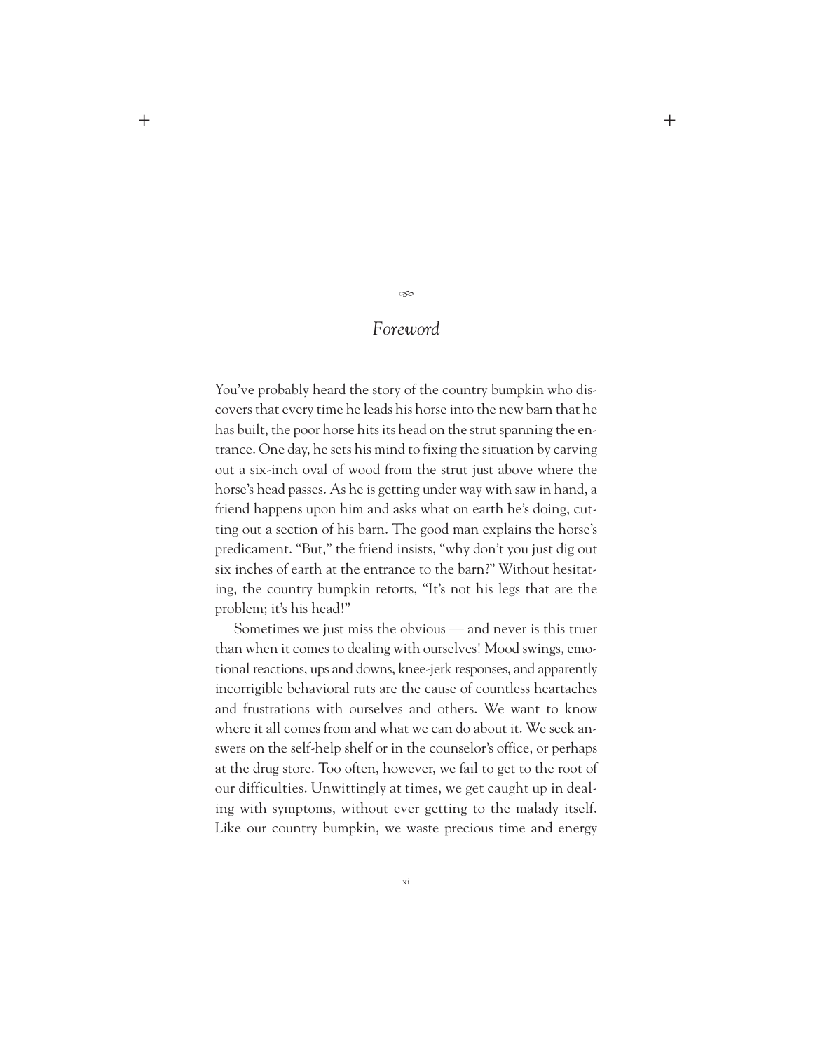# *Foreword*

You've probably heard the story of the country bumpkin who discovers that every time he leads his horse into the new barn that he has built, the poor horse hits its head on the strut spanning the entrance. One day, he sets his mind to fixing the situation by carving out a six-inch oval of wood from the strut just above where the horse's head passes. As he is getting under way with saw in hand, a friend happens upon him and asks what on earth he's doing, cutting out a section of his barn. The good man explains the horse's predicament. "But," the friend insists, "why don't you just dig out six inches of earth at the entrance to the barn?" Without hesitating, the country bumpkin retorts, "It's not his legs that are the problem; it's his head!"

Sometimes we just miss the obvious — and never is this truer than when it comes to dealing with ourselves! Mood swings, emotional reactions, ups and downs, knee-jerk responses, and apparently incorrigible behavioral ruts are the cause of countless heartaches and frustrations with ourselves and others. We want to know where it all comes from and what we can do about it. We seek answers on the self-help shelf or in the counselor's office, or perhaps at the drug store. Too often, however, we fail to get to the root of our difficulties. Unwittingly at times, we get caught up in dealing with symptoms, without ever getting to the malady itself. Like our country bumpkin, we waste precious time and energy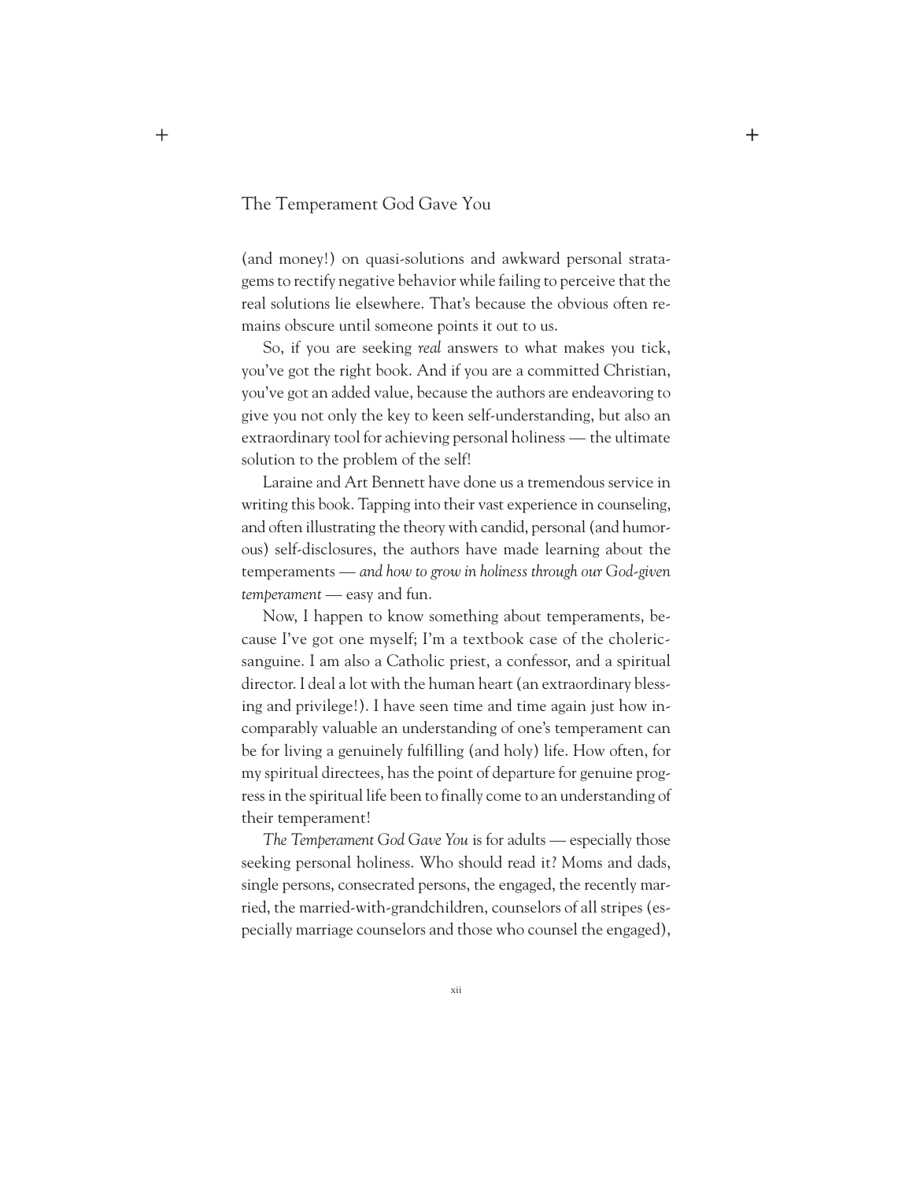(and money!) on quasi-solutions and awkward personal stratagems to rectify negative behavior while failing to perceive that the real solutions lie elsewhere. That's because the obvious often remains obscure until someone points it out to us.

So, if you are seeking *real* answers to what makes you tick, you've got the right book. And if you are a committed Christian, you've got an added value, because the authors are endeavoring to give you not only the key to keen self-understanding, but also an extraordinary tool for achieving personal holiness — the ultimate solution to the problem of the self!

Laraine and Art Bennett have done us a tremendous service in writing this book. Tapping into their vast experience in counseling, and often illustrating the theory with candid, personal (and humorous) self-disclosures, the authors have made learning about the temperaments — *and how to grow in holiness through our God-given temperament* — easy and fun.

Now, I happen to know something about temperaments, because I've got one myself; I'm a textbook case of the choleric-sanguine. I am also a Catholic priest, a confessor, and a spiritual director. I deal a lot with the human heart (an extraordinary blessing and privilege!). I have seen time and time again just how incomparably valuable an understanding of one's temperament can be for living a genuinely fulfilling (and holy) life. How often, for my spiritual directees, has the point of departure for genuine progress in the spiritual life been to finally come to an understanding of their temperament!

*The Temperament God Gave You* is for adults — especially those seeking personal holiness. Who should read it? Moms and dads, single persons, consecrated persons, the engaged, the recently married, the married-with-grandchildren, counselors of all stripes (especially marriage counselors and those who counsel the engaged),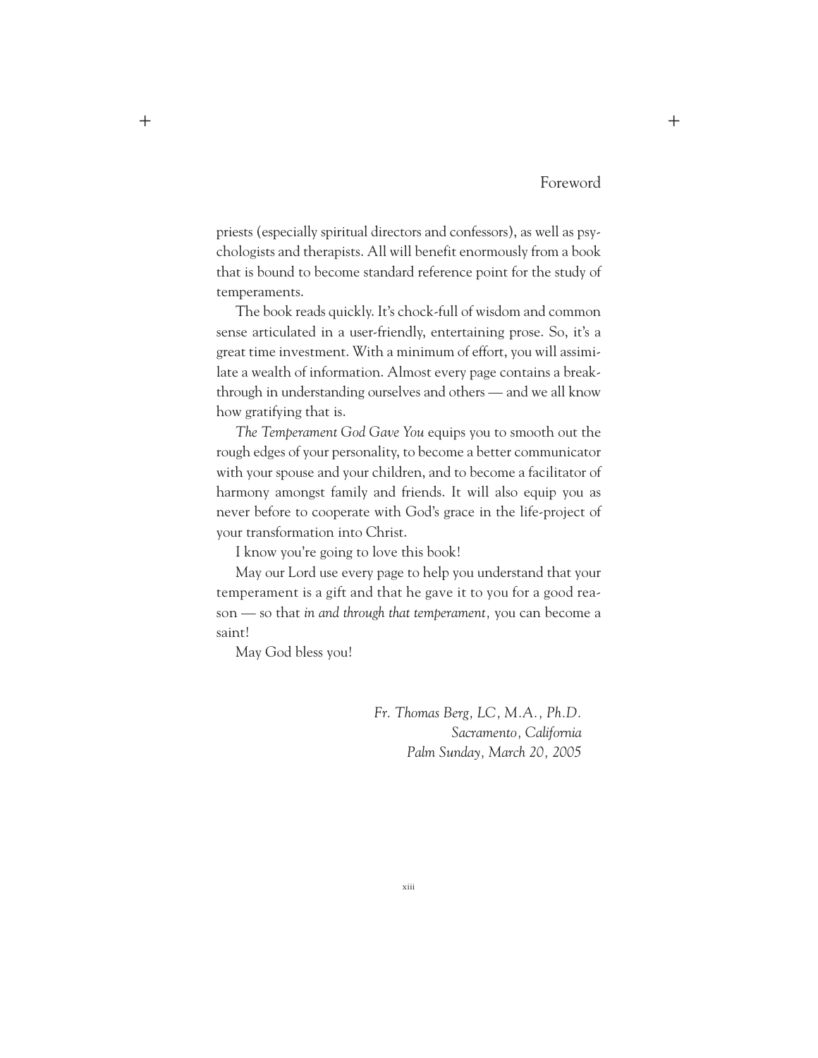priests (especially spiritual directors and confessors), as well as psychologists and therapists. All will benefit enormously from a book that is bound to become standard reference point for the study of temperaments.

The book reads quickly. It's chock-full of wisdom and common sense articulated in a user-friendly, entertaining prose. So, it's a great time investment. With a minimum of effort, you will assimilate a wealth of information. Almost every page contains a breakthrough in understanding ourselves and others — and we all know how gratifying that is.

*The Temperament God Gave You* equips you to smooth out the rough edges of your personality, to become a better communicator with your spouse and your children, and to become a facilitator of harmony amongst family and friends. It will also equip you as never before to cooperate with God's grace in the life-project of your transformation into Christ.

I know you're going to love this book!

May our Lord use every page to help you understand that your temperament is a gift and that he gave it to you for a good reason — so that *in and through that temperament,* you can become a saint!

May God bless you!

*Fr. Thomas Berg, LC, M.A., Ph.D.*
*Sacramento, California*
*Palm Sunday, March 20, 2005*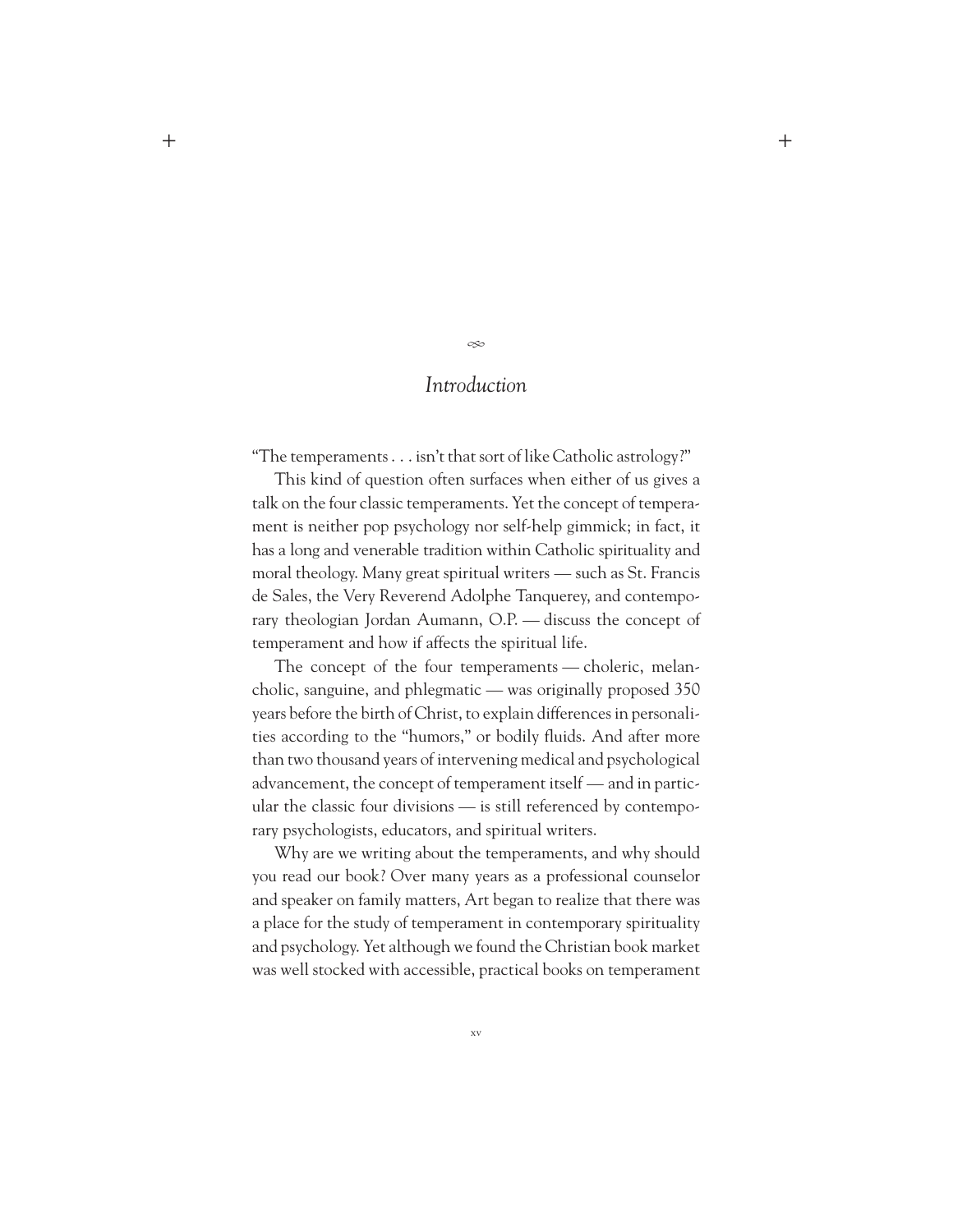# *Introduction*

"The temperaments . . . isn't that sort of like Catholic astrology?"

This kind of question often surfaces when either of us gives a talk on the four classic temperaments. Yet the concept of temperament is neither pop psychology nor self-help gimmick; in fact, it has a long and venerable tradition within Catholic spirituality and moral theology. Many great spiritual writers — such as St. Francis de Sales, the Very Reverend Adolphe Tanquerey, and contemporary theologian Jordan Aumann, O.P. — discuss the concept of temperament and how if affects the spiritual life.

The concept of the four temperaments — choleric, melancholic, sanguine, and phlegmatic — was originally proposed 350 years before the birth of Christ, to explain differences in personalities according to the "humors," or bodily fluids. And after more than two thousand years of intervening medical and psychological advancement, the concept of temperament itself — and in particular the classic four divisions — is still referenced by contemporary psychologists, educators, and spiritual writers.

Why are we writing about the temperaments, and why should you read our book? Over many years as a professional counselor and speaker on family matters, Art began to realize that there was a place for the study of temperament in contemporary spirituality and psychology. Yet although we found the Christian book market was well stocked with accessible, practical books on temperament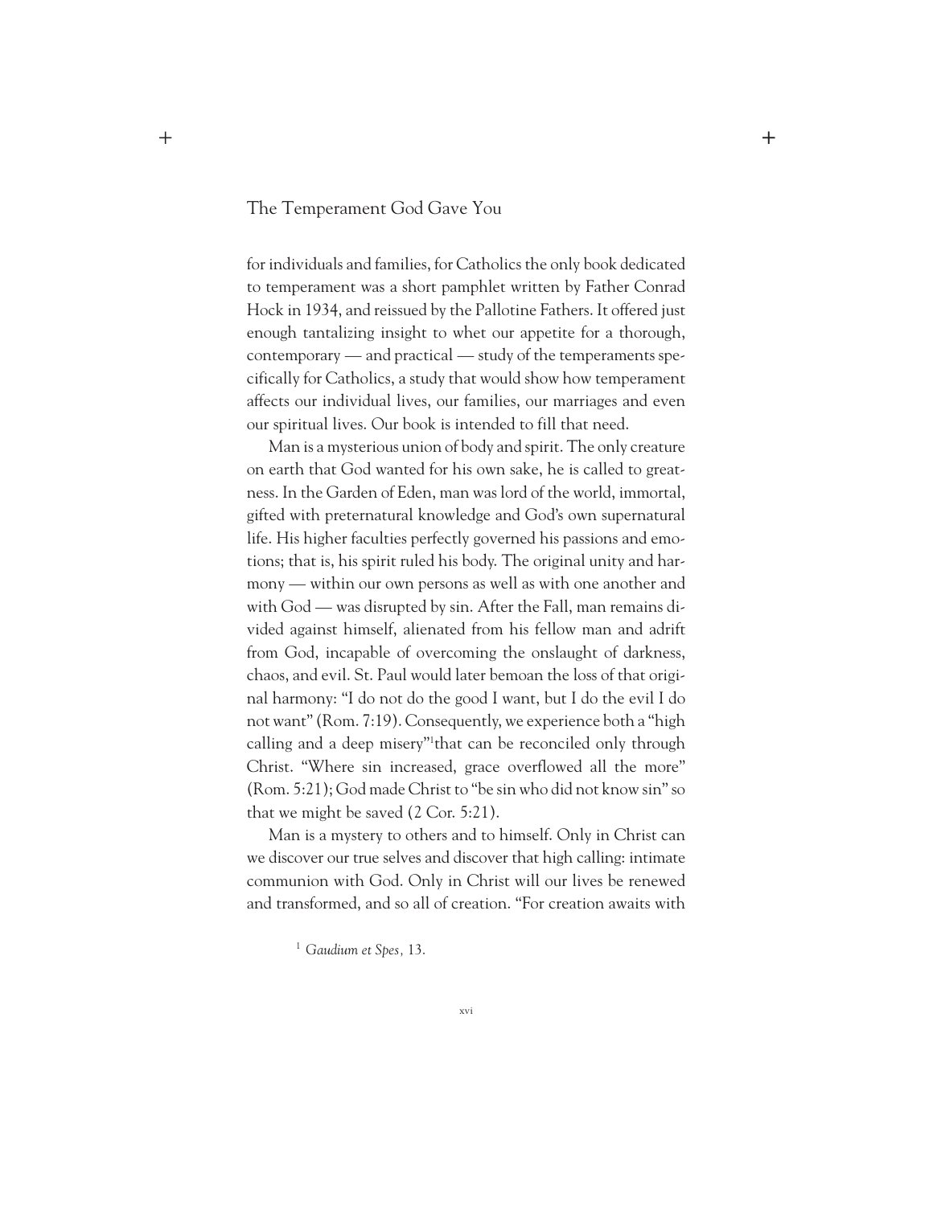for individuals and families, for Catholics the only book dedicated to temperament was a short pamphlet written by Father Conrad Hock in 1934, and reissued by the Pallotine Fathers. It offered just enough tantalizing insight to whet our appetite for a thorough, contemporary — and practical — study of the temperaments specifically for Catholics, a study that would show how temperament affects our individual lives, our families, our marriages and even our spiritual lives. Our book is intended to fill that need.

Man is a mysterious union of body and spirit. The only creature on earth that God wanted for his own sake, he is called to greatness. In the Garden of Eden, man was lord of the world, immortal, gifted with preternatural knowledge and God's own supernatural life. His higher faculties perfectly governed his passions and emotions; that is, his spirit ruled his body. The original unity and harmony — within our own persons as well as with one another and with God — was disrupted by sin. After the Fall, man remains divided against himself, alienated from his fellow man and adrift from God, incapable of overcoming the onslaught of darkness, chaos, and evil. St. Paul would later bemoan the loss of that original harmony: "I do not do the good I want, but I do the evil I do not want" (Rom. 7:19). Consequently, we experience both a "high calling and a deep misery"[1] that can be reconciled only through Christ. "Where sin increased, grace overflowed all the more" (Rom. 5:21); God made Christ to "be sin who did not know sin" so that we might be saved (2 Cor. 5:21).

Man is a mystery to others and to himself. Only in Christ can we discover our true selves and discover that high calling: intimate communion with God. Only in Christ will our lives be renewed and transformed, and so all of creation. "For creation awaits with

[1] *Gaudium et Spes*, 13.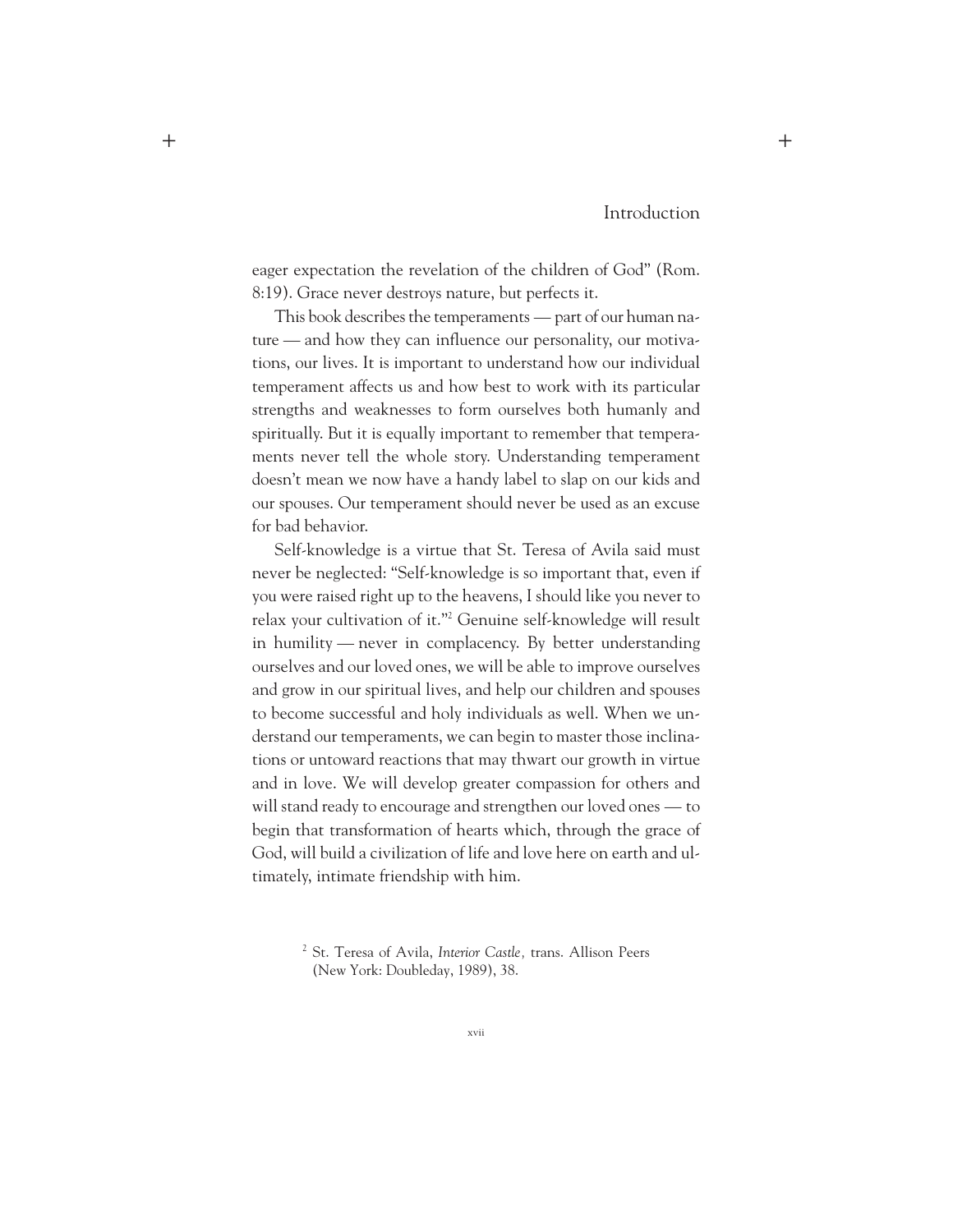eager expectation the revelation of the children of God" (Rom. 8:19). Grace never destroys nature, but perfects it.

This book describes the temperaments — part of our human nature — and how they can influence our personality, our motivations, our lives. It is important to understand how our individual temperament affects us and how best to work with its particular strengths and weaknesses to form ourselves both humanly and spiritually. But it is equally important to remember that temperaments never tell the whole story. Understanding temperament doesn't mean we now have a handy label to slap on our kids and our spouses. Our temperament should never be used as an excuse for bad behavior.

Self-knowledge is a virtue that St. Teresa of Avila said must never be neglected: "Self-knowledge is so important that, even if you were raised right up to the heavens, I should like you never to relax your cultivation of it."[2] Genuine self-knowledge will result in humility — never in complacency. By better understanding ourselves and our loved ones, we will be able to improve ourselves and grow in our spiritual lives, and help our children and spouses to become successful and holy individuals as well. When we understand our temperaments, we can begin to master those inclinations or untoward reactions that may thwart our growth in virtue and in love. We will develop greater compassion for others and will stand ready to encourage and strengthen our loved ones — to begin that transformation of hearts which, through the grace of God, will build a civilization of life and love here on earth and ultimately, intimate friendship with him.

[2] St. Teresa of Avila, *Interior Castle,* trans. Allison Peers (New York: Doubleday, 1989), 38.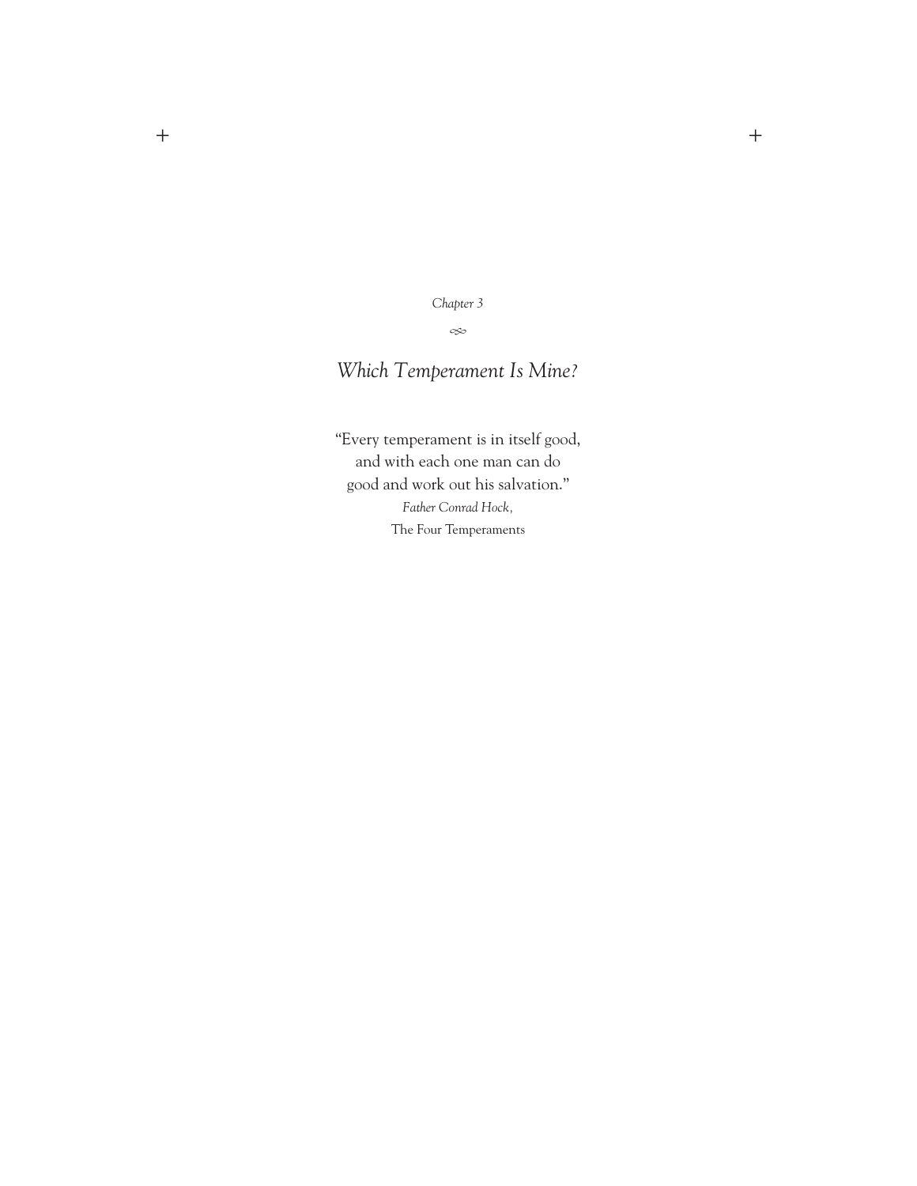*Chapter 3*

# *Which Temperament Is Mine?*

"Every temperament is in itself good,
and with each one man can do
good and work out his salvation."

*Father Conrad Hock,*
The Four Temperaments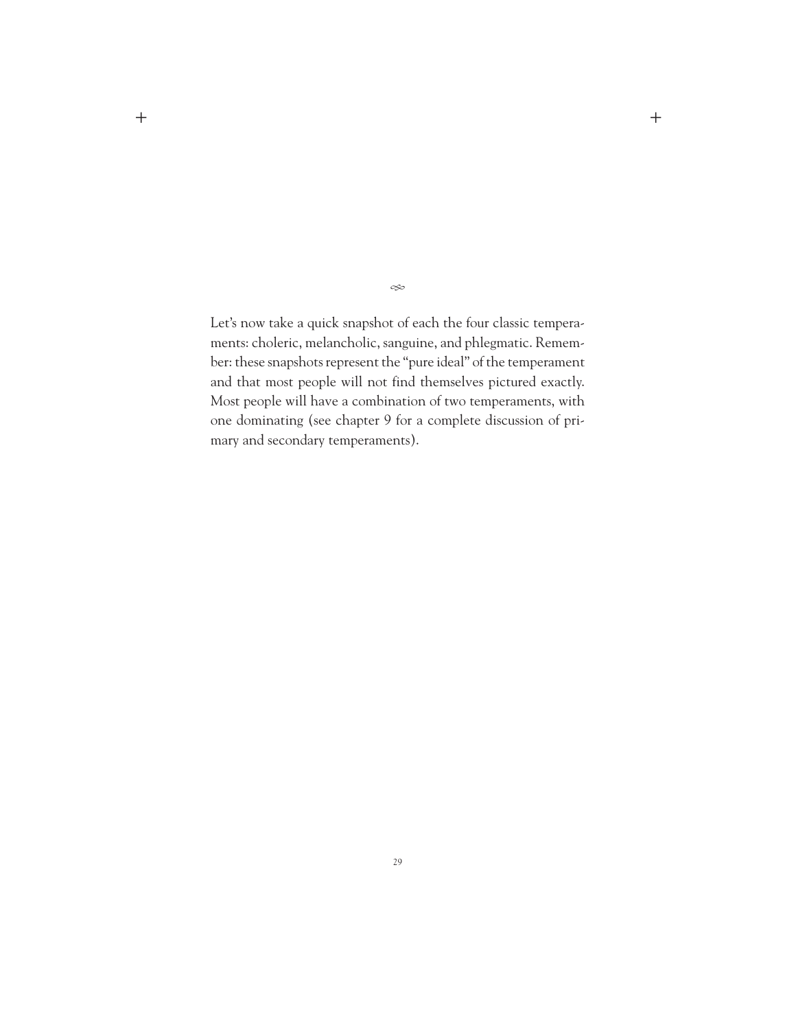∞

Let's now take a quick snapshot of each the four classic temperaments: choleric, melancholic, sanguine, and phlegmatic. Remember: these snapshots represent the "pure ideal" of the temperament and that most people will not find themselves pictured exactly. Most people will have a combination of two temperaments, with one dominating (see chapter 9 for a complete discussion of primary and secondary temperaments).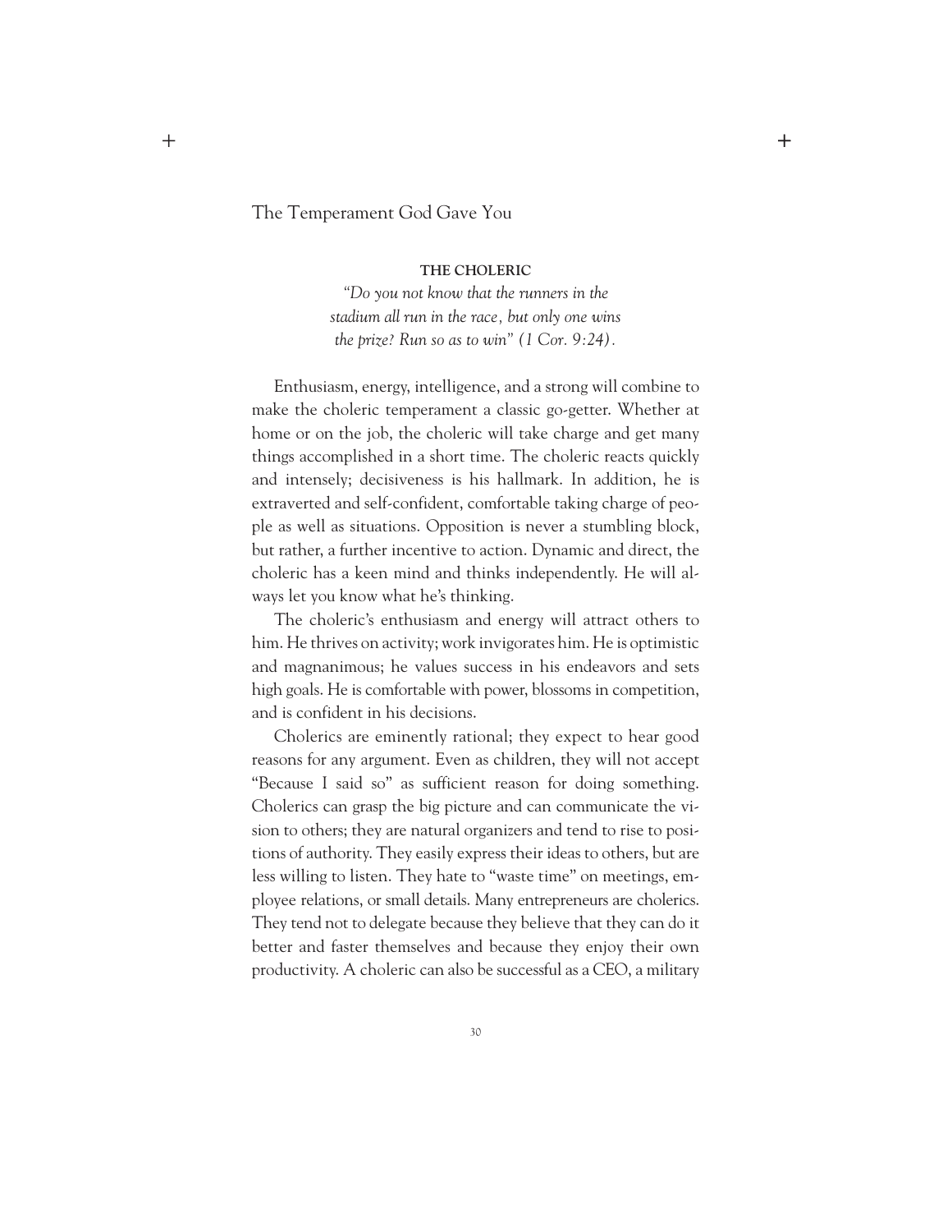### THE CHOLERIC

*"Do you not know that the runners in the stadium all run in the race, but only one wins the prize? Run so as to win" (1 Cor. 9:24).*

Enthusiasm, energy, intelligence, and a strong will combine to make the choleric temperament a classic go-getter. Whether at home or on the job, the choleric will take charge and get many things accomplished in a short time. The choleric reacts quickly and intensely; decisiveness is his hallmark. In addition, he is extraverted and self-confident, comfortable taking charge of people as well as situations. Opposition is never a stumbling block, but rather, a further incentive to action. Dynamic and direct, the choleric has a keen mind and thinks independently. He will always let you know what he's thinking.

The choleric's enthusiasm and energy will attract others to him. He thrives on activity; work invigorates him. He is optimistic and magnanimous; he values success in his endeavors and sets high goals. He is comfortable with power, blossoms in competition, and is confident in his decisions.

Cholerics are eminently rational; they expect to hear good reasons for any argument. Even as children, they will not accept "Because I said so" as sufficient reason for doing something. Cholerics can grasp the big picture and can communicate the vision to others; they are natural organizers and tend to rise to positions of authority. They easily express their ideas to others, but are less willing to listen. They hate to "waste time" on meetings, employee relations, or small details. Many entrepreneurs are cholerics. They tend not to delegate because they believe that they can do it better and faster themselves and because they enjoy their own productivity. A choleric can also be successful as a CEO, a military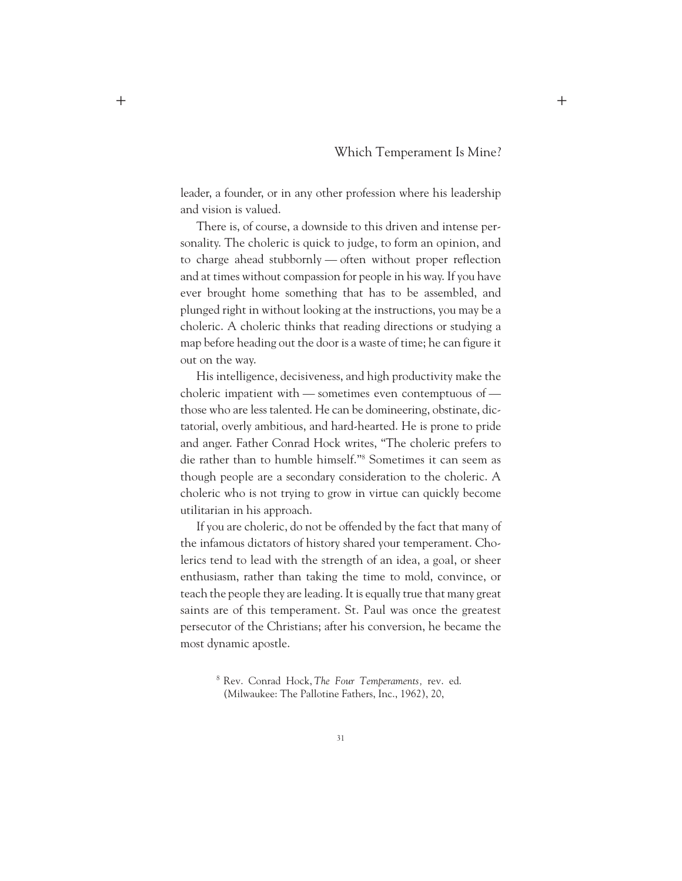leader, a founder, or in any other profession where his leadership and vision is valued.

There is, of course, a downside to this driven and intense personality. The choleric is quick to judge, to form an opinion, and to charge ahead stubbornly — often without proper reflection and at times without compassion for people in his way. If you have ever brought home something that has to be assembled, and plunged right in without looking at the instructions, you may be a choleric. A choleric thinks that reading directions or studying a map before heading out the door is a waste of time; he can figure it out on the way.

His intelligence, decisiveness, and high productivity make the choleric impatient with — sometimes even contemptuous of — those who are less talented. He can be domineering, obstinate, dictatorial, overly ambitious, and hard-hearted. He is prone to pride and anger. Father Conrad Hock writes, "The choleric prefers to die rather than to humble himself."[8] Sometimes it can seem as though people are a secondary consideration to the choleric. A choleric who is not trying to grow in virtue can quickly become utilitarian in his approach.

If you are choleric, do not be offended by the fact that many of the infamous dictators of history shared your temperament. Cholerics tend to lead with the strength of an idea, a goal, or sheer enthusiasm, rather than taking the time to mold, convince, or teach the people they are leading. It is equally true that many great saints are of this temperament. St. Paul was once the greatest persecutor of the Christians; after his conversion, he became the most dynamic apostle.

[8] Rev. Conrad Hock, *The Four Temperaments,* rev. ed. (Milwaukee: The Pallotine Fathers, Inc., 1962), 20,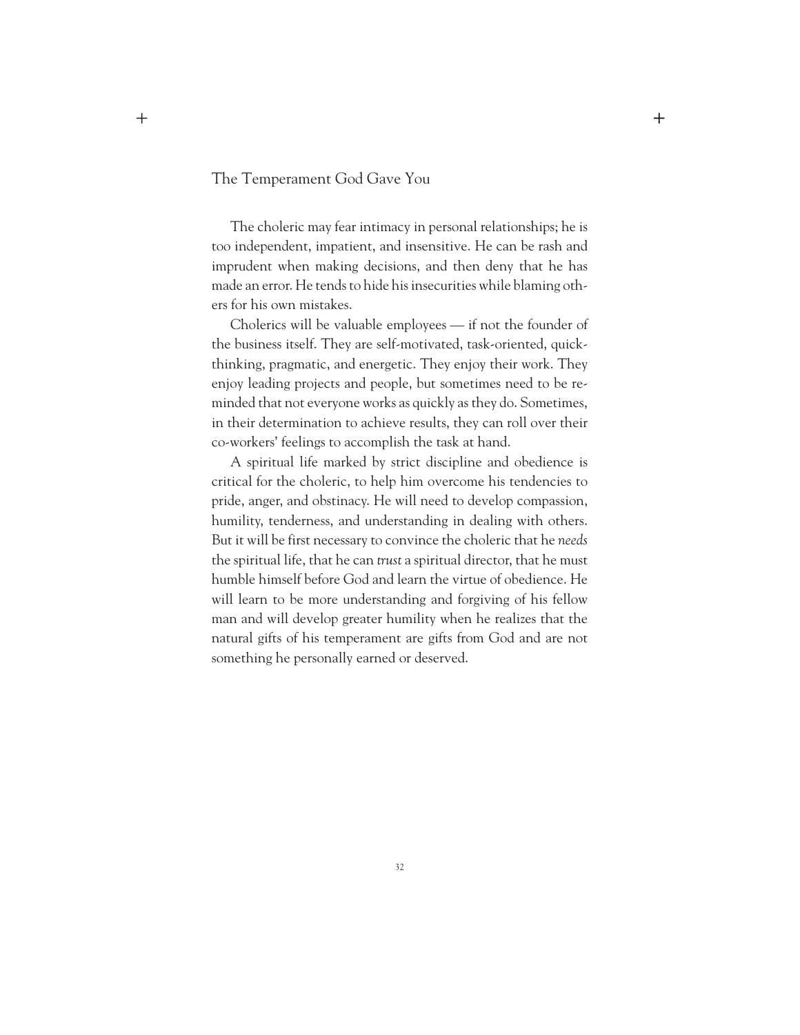The choleric may fear intimacy in personal relationships; he is too independent, impatient, and insensitive. He can be rash and imprudent when making decisions, and then deny that he has made an error. He tends to hide his insecurities while blaming others for his own mistakes.

Cholerics will be valuable employees — if not the founder of the business itself. They are self-motivated, task-oriented, quick-thinking, pragmatic, and energetic. They enjoy their work. They enjoy leading projects and people, but sometimes need to be reminded that not everyone works as quickly as they do. Sometimes, in their determination to achieve results, they can roll over their co-workers' feelings to accomplish the task at hand.

A spiritual life marked by strict discipline and obedience is critical for the choleric, to help him overcome his tendencies to pride, anger, and obstinacy. He will need to develop compassion, humility, tenderness, and understanding in dealing with others. But it will be first necessary to convince the choleric that he *needs* the spiritual life, that he can *trust* a spiritual director, that he must humble himself before God and learn the virtue of obedience. He will learn to be more understanding and forgiving of his fellow man and will develop greater humility when he realizes that the natural gifts of his temperament are gifts from God and are not something he personally earned or deserved.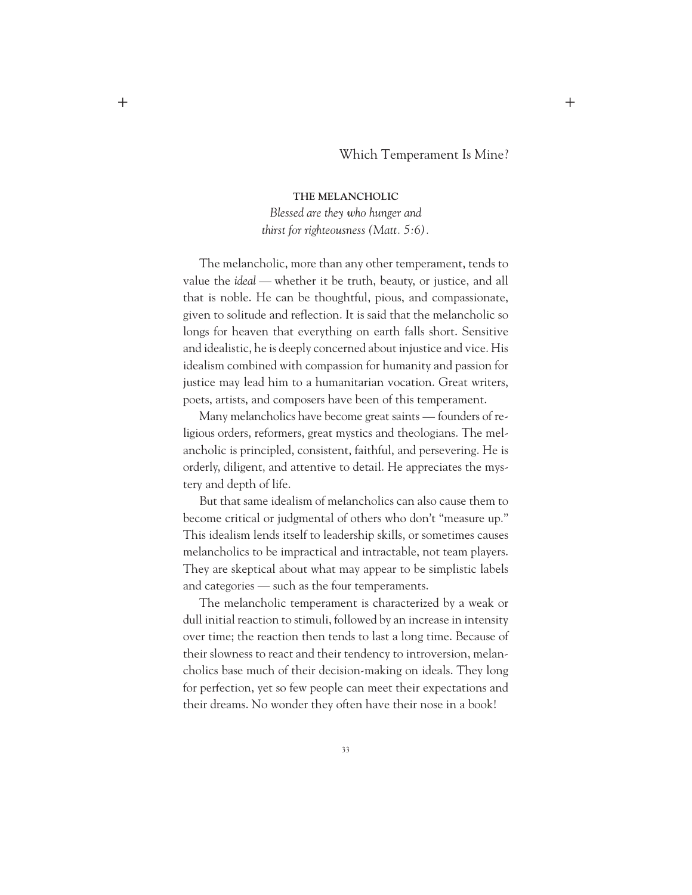### THE MELANCHOLIC

*Blessed are they who hunger and thirst for righteousness (Matt. 5:6).*

The melancholic, more than any other temperament, tends to value the *ideal* — whether it be truth, beauty, or justice, and all that is noble. He can be thoughtful, pious, and compassionate, given to solitude and reflection. It is said that the melancholic so longs for heaven that everything on earth falls short. Sensitive and idealistic, he is deeply concerned about injustice and vice. His idealism combined with compassion for humanity and passion for justice may lead him to a humanitarian vocation. Great writers, poets, artists, and composers have been of this temperament.

Many melancholics have become great saints — founders of religious orders, reformers, great mystics and theologians. The melancholic is principled, consistent, faithful, and persevering. He is orderly, diligent, and attentive to detail. He appreciates the mystery and depth of life.

But that same idealism of melancholics can also cause them to become critical or judgmental of others who don't "measure up." This idealism lends itself to leadership skills, or sometimes causes melancholics to be impractical and intractable, not team players. They are skeptical about what may appear to be simplistic labels and categories — such as the four temperaments.

The melancholic temperament is characterized by a weak or dull initial reaction to stimuli, followed by an increase in intensity over time; the reaction then tends to last a long time. Because of their slowness to react and their tendency to introversion, melancholics base much of their decision-making on ideals. They long for perfection, yet so few people can meet their expectations and their dreams. No wonder they often have their nose in a book!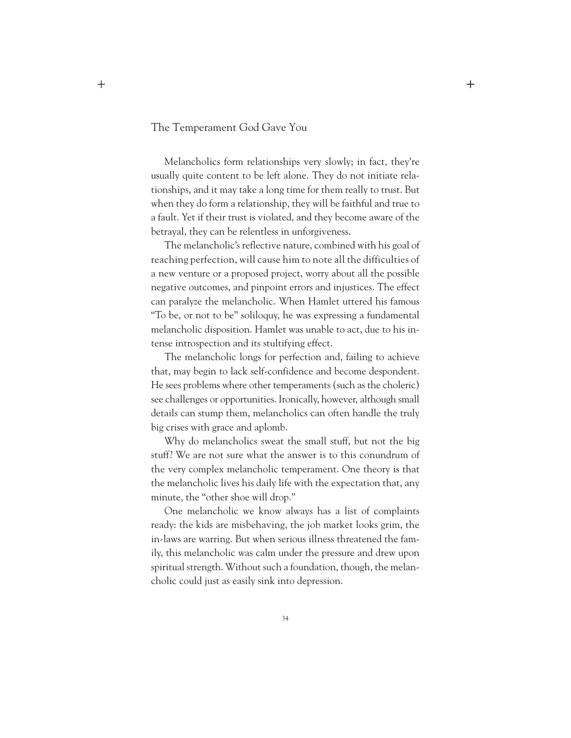Melancholics form relationships very slowly; in fact, they're usually quite content to be left alone. They do not initiate relationships, and it may take a long time for them really to trust. But when they do form a relationship, they will be faithful and true to a fault. Yet if their trust is violated, and they become aware of the betrayal, they can be relentless in unforgiveness.

The melancholic's reflective nature, combined with his goal of reaching perfection, will cause him to note all the difficulties of a new venture or a proposed project, worry about all the possible negative outcomes, and pinpoint errors and injustices. The effect can paralyze the melancholic. When Hamlet uttered his famous "To be, or not to be" soliloquy, he was expressing a fundamental melancholic disposition. Hamlet was unable to act, due to his intense introspection and its stultifying effect.

The melancholic longs for perfection and, failing to achieve that, may begin to lack self-confidence and become despondent. He sees problems where other temperaments (such as the choleric) see challenges or opportunities. Ironically, however, although small details can stump them, melancholics can often handle the truly big crises with grace and aplomb.

Why do melancholics sweat the small stuff, but not the big stuff? We are not sure what the answer is to this conundrum of the very complex melancholic temperament. One theory is that the melancholic lives his daily life with the expectation that, any minute, the "other shoe will drop."

One melancholic we know always has a list of complaints ready: the kids are misbehaving, the job market looks grim, the in-laws are warring. But when serious illness threatened the family, this melancholic was calm under the pressure and drew upon spiritual strength. Without such a foundation, though, the melancholic could just as easily sink into depression.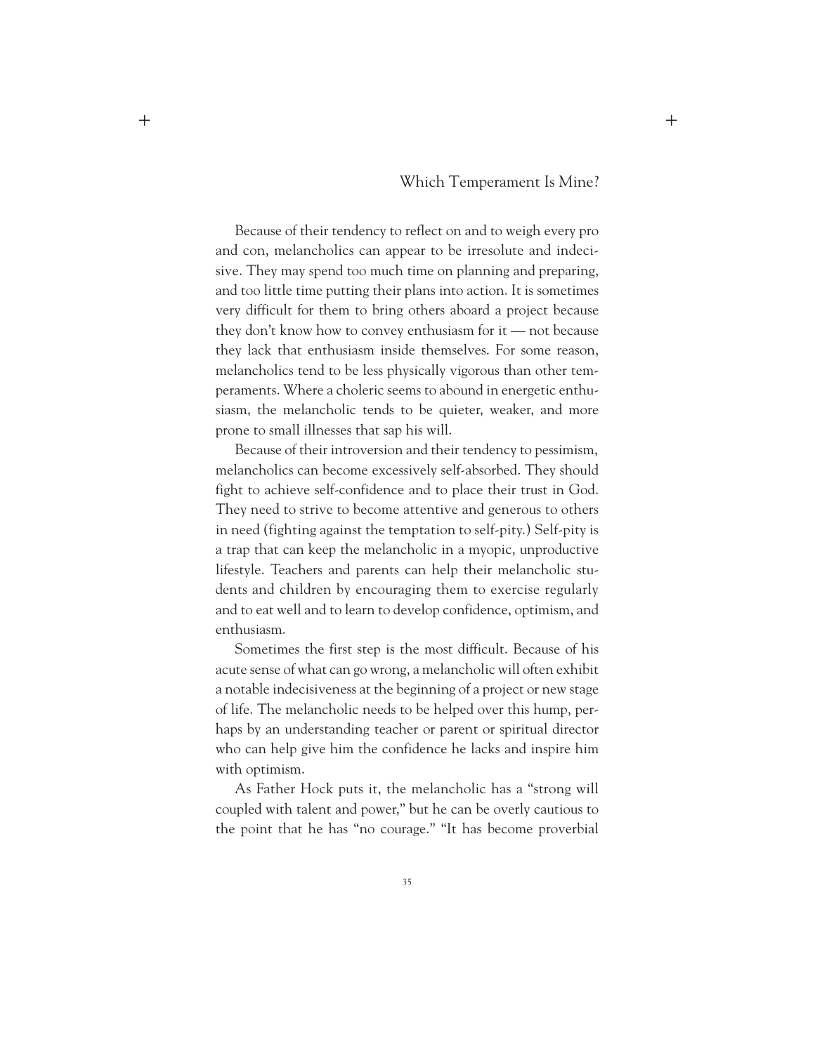Because of their tendency to reflect on and to weigh every pro and con, melancholics can appear to be irresolute and indecisive. They may spend too much time on planning and preparing, and too little time putting their plans into action. It is sometimes very difficult for them to bring others aboard a project because they don't know how to convey enthusiasm for it — not because they lack that enthusiasm inside themselves. For some reason, melancholics tend to be less physically vigorous than other temperaments. Where a choleric seems to abound in energetic enthusiasm, the melancholic tends to be quieter, weaker, and more prone to small illnesses that sap his will.

Because of their introversion and their tendency to pessimism, melancholics can become excessively self-absorbed. They should fight to achieve self-confidence and to place their trust in God. They need to strive to become attentive and generous to others in need (fighting against the temptation to self-pity.) Self-pity is a trap that can keep the melancholic in a myopic, unproductive lifestyle. Teachers and parents can help their melancholic students and children by encouraging them to exercise regularly and to eat well and to learn to develop confidence, optimism, and enthusiasm.

Sometimes the first step is the most difficult. Because of his acute sense of what can go wrong, a melancholic will often exhibit a notable indecisiveness at the beginning of a project or new stage of life. The melancholic needs to be helped over this hump, perhaps by an understanding teacher or parent or spiritual director who can help give him the confidence he lacks and inspire him with optimism.

As Father Hock puts it, the melancholic has a "strong will coupled with talent and power," but he can be overly cautious to the point that he has "no courage." "It has become proverbial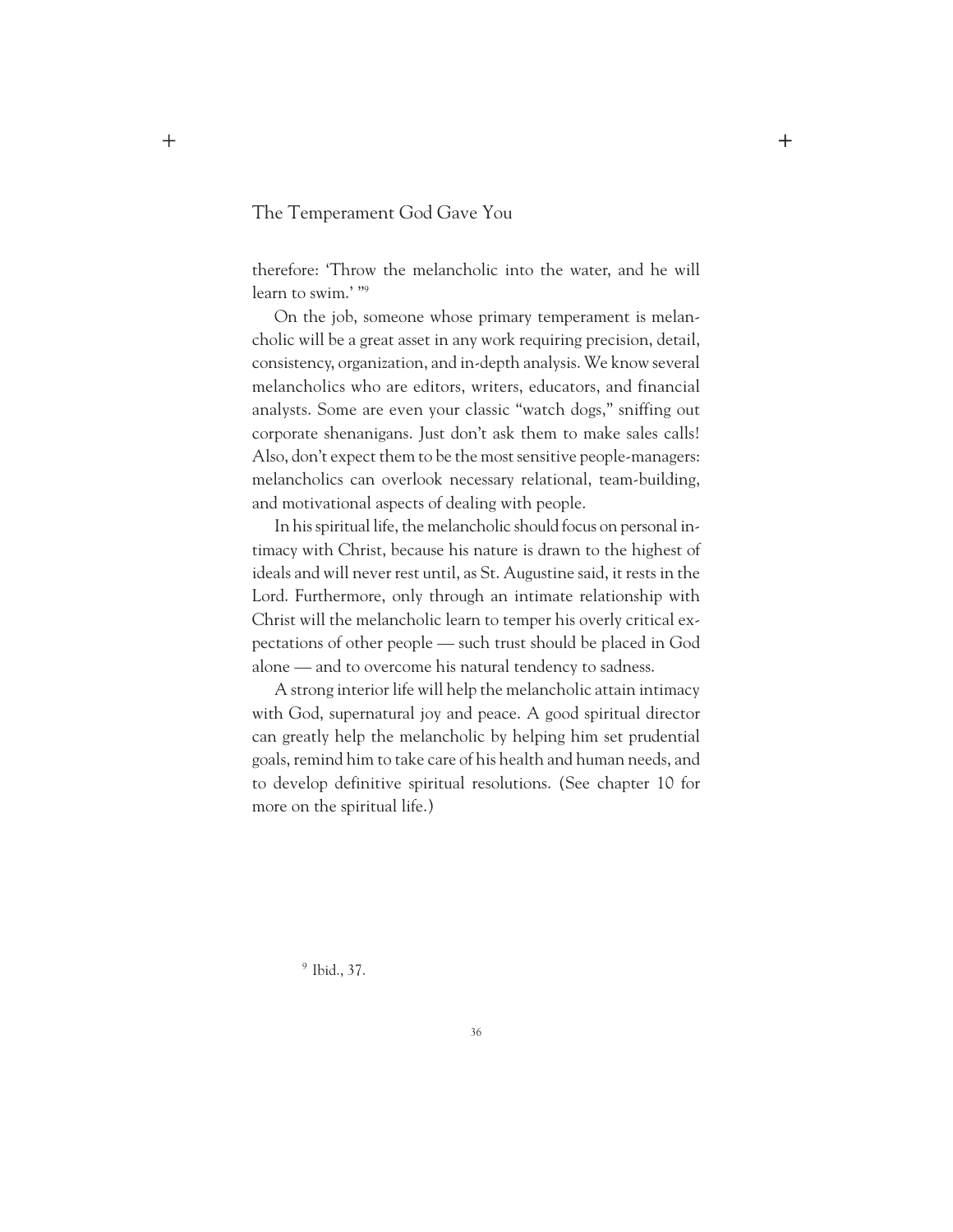therefore: 'Throw the melancholic into the water, and he will learn to swim.' "[9]

On the job, someone whose primary temperament is melancholic will be a great asset in any work requiring precision, detail, consistency, organization, and in-depth analysis. We know several melancholics who are editors, writers, educators, and financial analysts. Some are even your classic "watch dogs," sniffing out corporate shenanigans. Just don't ask them to make sales calls! Also, don't expect them to be the most sensitive people-managers: melancholics can overlook necessary relational, team-building, and motivational aspects of dealing with people.

In his spiritual life, the melancholic should focus on personal intimacy with Christ, because his nature is drawn to the highest of ideals and will never rest until, as St. Augustine said, it rests in the Lord. Furthermore, only through an intimate relationship with Christ will the melancholic learn to temper his overly critical expectations of other people — such trust should be placed in God alone — and to overcome his natural tendency to sadness.

A strong interior life will help the melancholic attain intimacy with God, supernatural joy and peace. A good spiritual director can greatly help the melancholic by helping him set prudential goals, remind him to take care of his health and human needs, and to develop definitive spiritual resolutions. (See chapter 10 for more on the spiritual life.)

[9] Ibid., 37.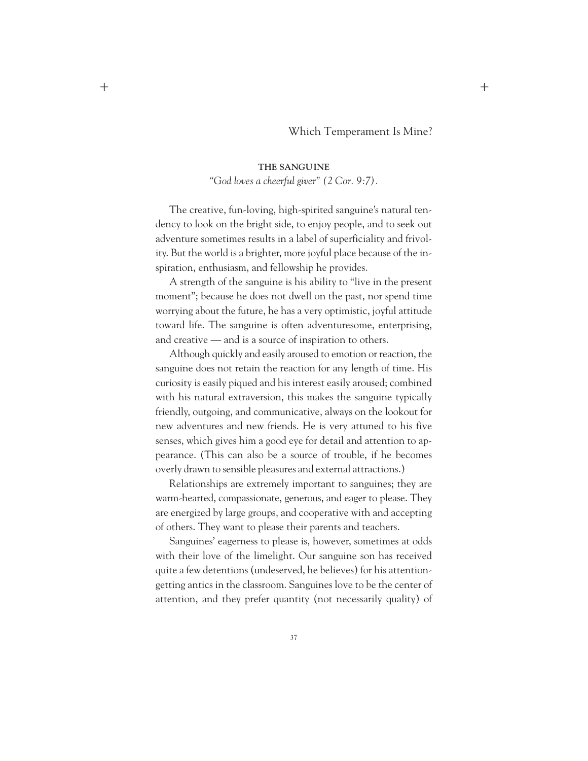### THE SANGUINE

*"God loves a cheerful giver" (2 Cor. 9:7).*

The creative, fun-loving, high-spirited sanguine's natural tendency to look on the bright side, to enjoy people, and to seek out adventure sometimes results in a label of superficiality and frivolity. But the world is a brighter, more joyful place because of the inspiration, enthusiasm, and fellowship he provides.

A strength of the sanguine is his ability to "live in the present moment"; because he does not dwell on the past, nor spend time worrying about the future, he has a very optimistic, joyful attitude toward life. The sanguine is often adventuresome, enterprising, and creative — and is a source of inspiration to others.

Although quickly and easily aroused to emotion or reaction, the sanguine does not retain the reaction for any length of time. His curiosity is easily piqued and his interest easily aroused; combined with his natural extraversion, this makes the sanguine typically friendly, outgoing, and communicative, always on the lookout for new adventures and new friends. He is very attuned to his five senses, which gives him a good eye for detail and attention to appearance. (This can also be a source of trouble, if he becomes overly drawn to sensible pleasures and external attractions.)

Relationships are extremely important to sanguines; they are warm-hearted, compassionate, generous, and eager to please. They are energized by large groups, and cooperative with and accepting of others. They want to please their parents and teachers.

Sanguines' eagerness to please is, however, sometimes at odds with their love of the limelight. Our sanguine son has received quite a few detentions (undeserved, he believes) for his attention-getting antics in the classroom. Sanguines love to be the center of attention, and they prefer quantity (not necessarily quality) of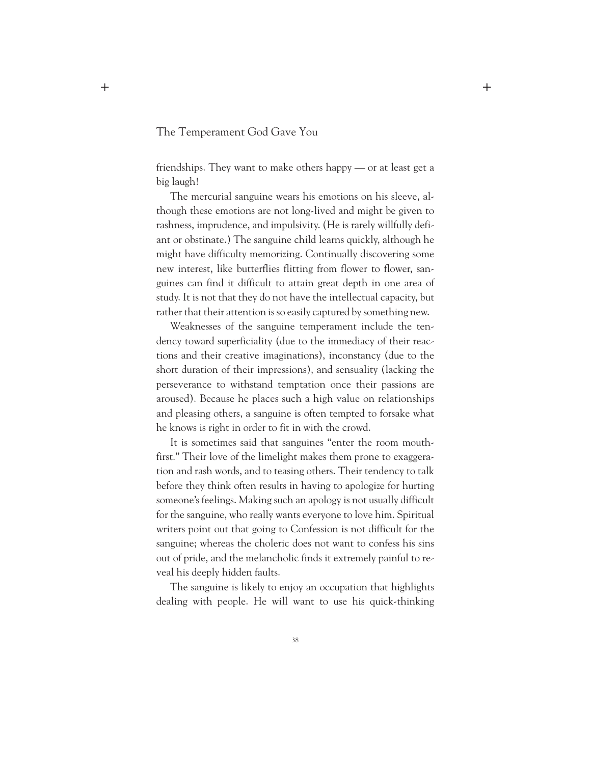friendships. They want to make others happy — or at least get a big laugh!

The mercurial sanguine wears his emotions on his sleeve, although these emotions are not long-lived and might be given to rashness, imprudence, and impulsivity. (He is rarely willfully defiant or obstinate.) The sanguine child learns quickly, although he might have difficulty memorizing. Continually discovering some new interest, like butterflies flitting from flower to flower, sanguines can find it difficult to attain great depth in one area of study. It is not that they do not have the intellectual capacity, but rather that their attention is so easily captured by something new.

Weaknesses of the sanguine temperament include the tendency toward superficiality (due to the immediacy of their reactions and their creative imaginations), inconstancy (due to the short duration of their impressions), and sensuality (lacking the perseverance to withstand temptation once their passions are aroused). Because he places such a high value on relationships and pleasing others, a sanguine is often tempted to forsake what he knows is right in order to fit in with the crowd.

It is sometimes said that sanguines "enter the room mouth-first." Their love of the limelight makes them prone to exaggeration and rash words, and to teasing others. Their tendency to talk before they think often results in having to apologize for hurting someone's feelings. Making such an apology is not usually difficult for the sanguine, who really wants everyone to love him. Spiritual writers point out that going to Confession is not difficult for the sanguine; whereas the choleric does not want to confess his sins out of pride, and the melancholic finds it extremely painful to reveal his deeply hidden faults.

The sanguine is likely to enjoy an occupation that highlights dealing with people. He will want to use his quick-thinking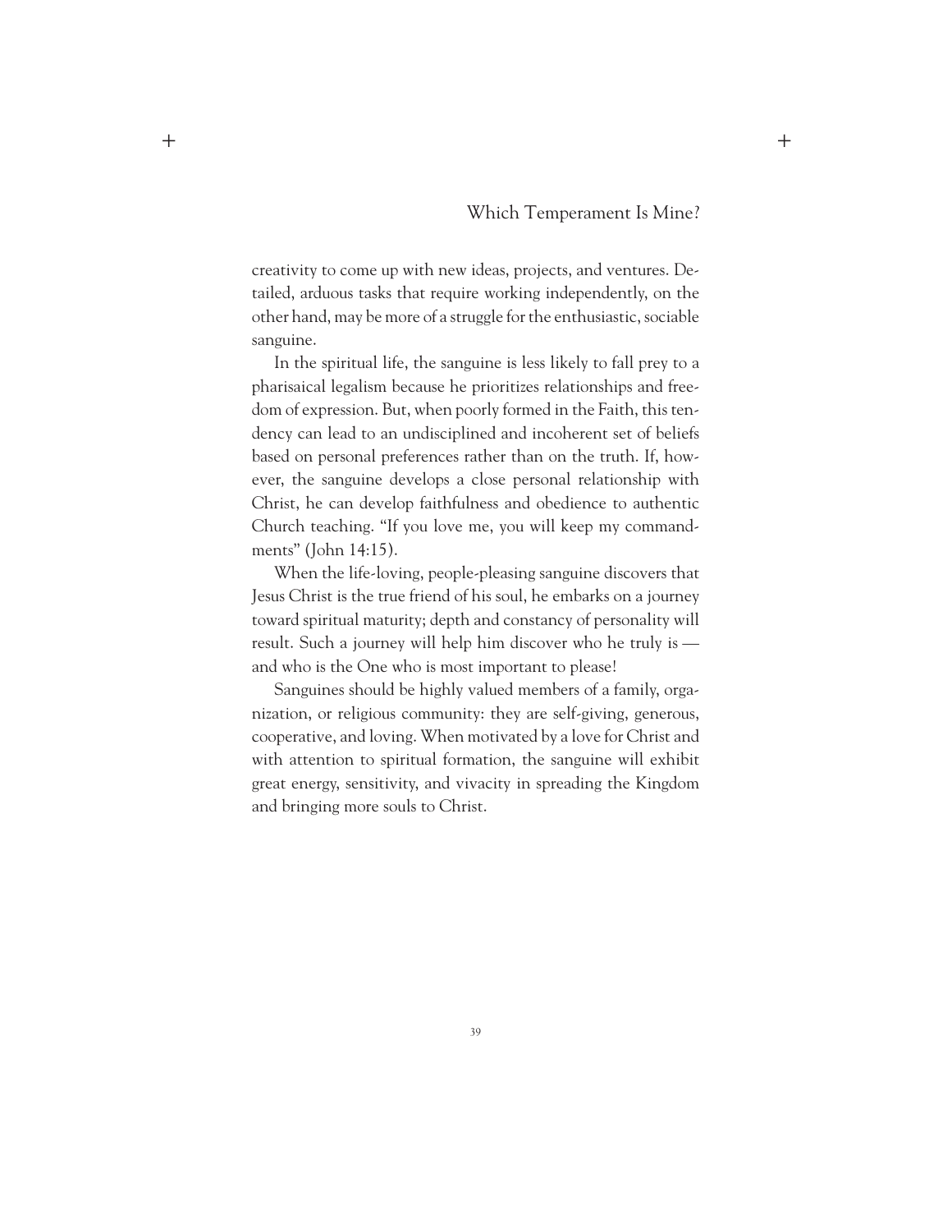creativity to come up with new ideas, projects, and ventures. Detailed, arduous tasks that require working independently, on the other hand, may be more of a struggle for the enthusiastic, sociable sanguine.

In the spiritual life, the sanguine is less likely to fall prey to a pharisaical legalism because he prioritizes relationships and freedom of expression. But, when poorly formed in the Faith, this tendency can lead to an undisciplined and incoherent set of beliefs based on personal preferences rather than on the truth. If, however, the sanguine develops a close personal relationship with Christ, he can develop faithfulness and obedience to authentic Church teaching. "If you love me, you will keep my commandments" (John 14:15).

When the life-loving, people-pleasing sanguine discovers that Jesus Christ is the true friend of his soul, he embarks on a journey toward spiritual maturity; depth and constancy of personality will result. Such a journey will help him discover who he truly is — and who is the One who is most important to please!

Sanguines should be highly valued members of a family, organization, or religious community: they are self-giving, generous, cooperative, and loving. When motivated by a love for Christ and with attention to spiritual formation, the sanguine will exhibit great energy, sensitivity, and vivacity in spreading the Kingdom and bringing more souls to Christ.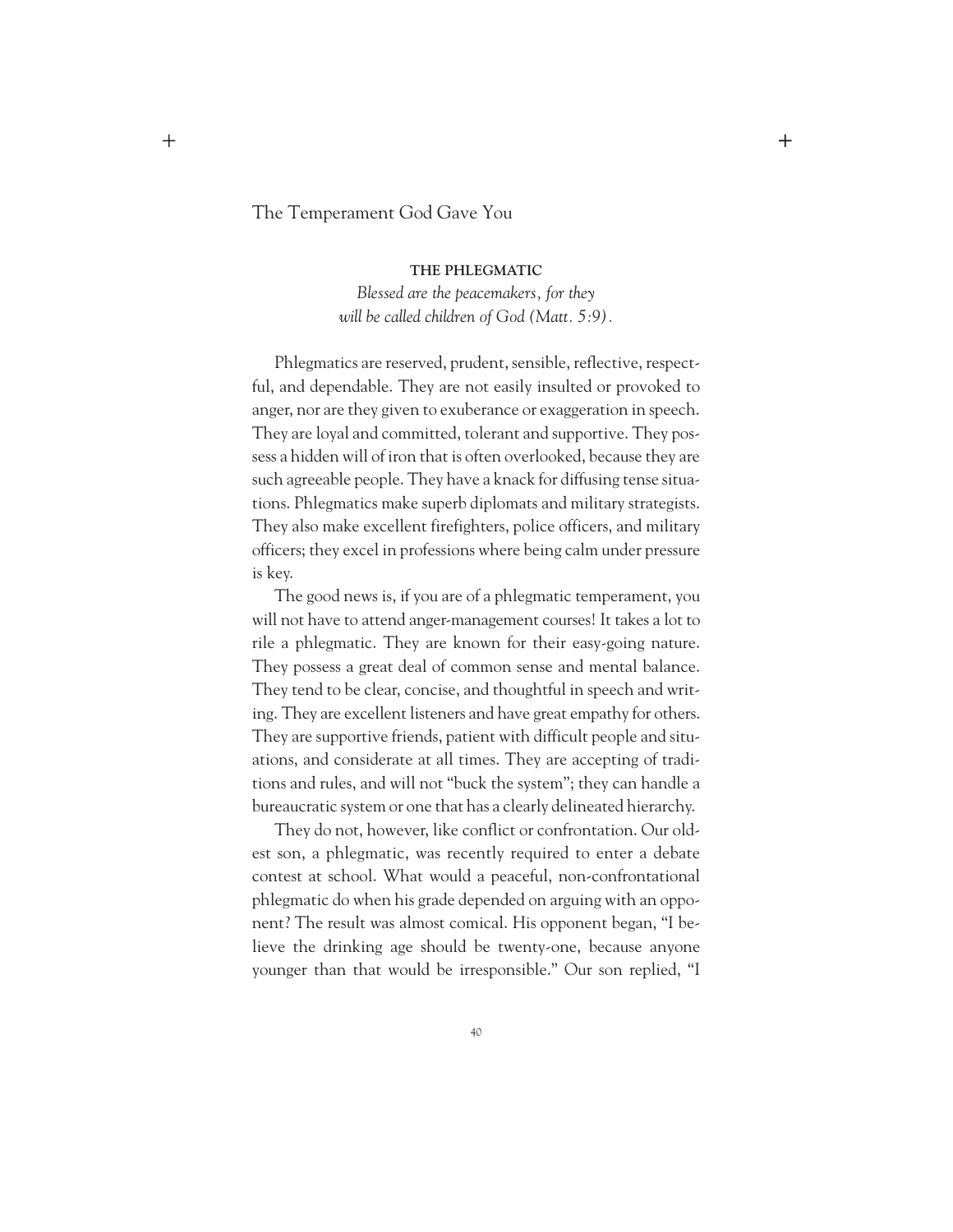### THE PHLEGMATIC

*Blessed are the peacemakers, for they will be called children of God (Matt. 5:9).*

Phlegmatics are reserved, prudent, sensible, reflective, respectful, and dependable. They are not easily insulted or provoked to anger, nor are they given to exuberance or exaggeration in speech. They are loyal and committed, tolerant and supportive. They possess a hidden will of iron that is often overlooked, because they are such agreeable people. They have a knack for diffusing tense situations. Phlegmatics make superb diplomats and military strategists. They also make excellent firefighters, police officers, and military officers; they excel in professions where being calm under pressure is key.

The good news is, if you are of a phlegmatic temperament, you will not have to attend anger-management courses! It takes a lot to rile a phlegmatic. They are known for their easy-going nature. They possess a great deal of common sense and mental balance. They tend to be clear, concise, and thoughtful in speech and writing. They are excellent listeners and have great empathy for others. They are supportive friends, patient with difficult people and situations, and considerate at all times. They are accepting of traditions and rules, and will not "buck the system"; they can handle a bureaucratic system or one that has a clearly delineated hierarchy.

They do not, however, like conflict or confrontation. Our oldest son, a phlegmatic, was recently required to enter a debate contest at school. What would a peaceful, non-confrontational phlegmatic do when his grade depended on arguing with an opponent? The result was almost comical. His opponent began, "I believe the drinking age should be twenty-one, because anyone younger than that would be irresponsible." Our son replied, "I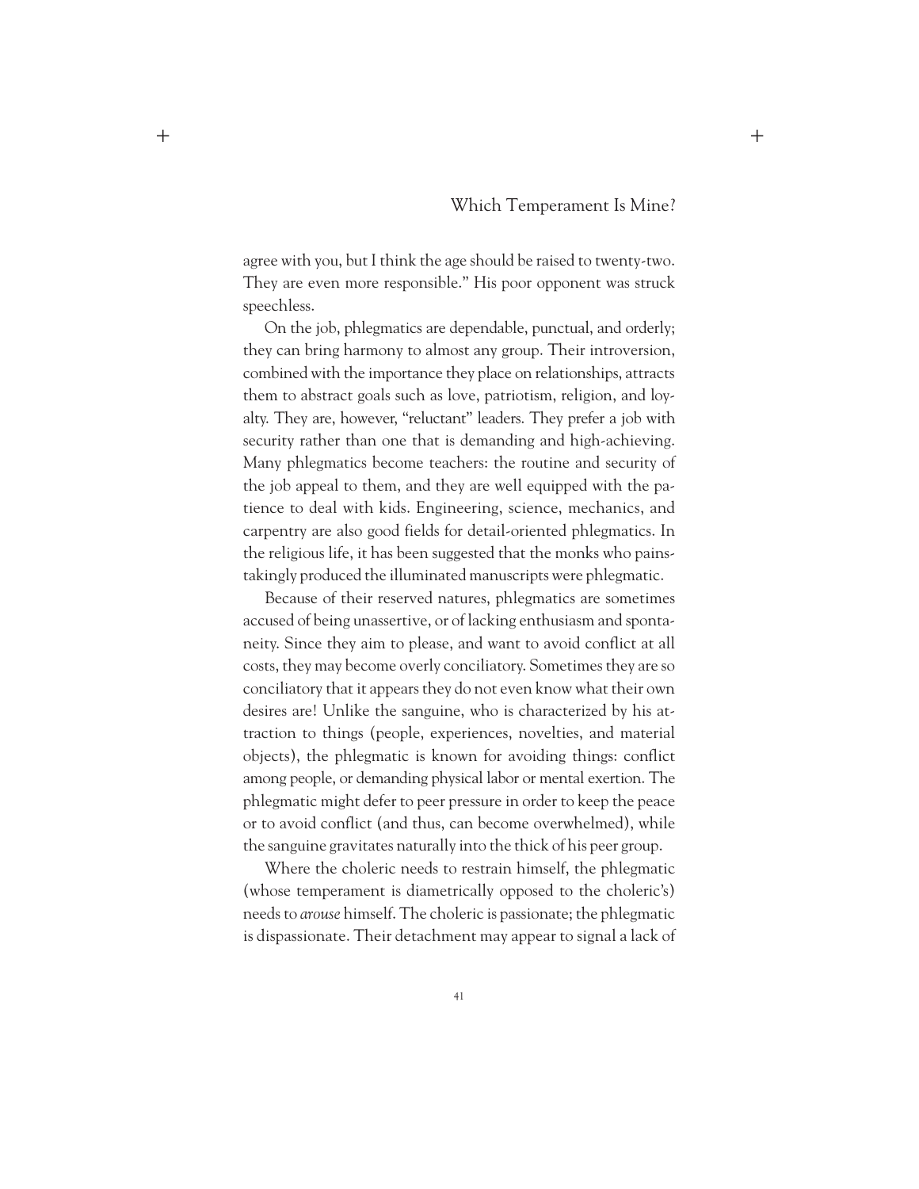agree with you, but I think the age should be raised to twenty-two. They are even more responsible." His poor opponent was struck speechless.

On the job, phlegmatics are dependable, punctual, and orderly; they can bring harmony to almost any group. Their introversion, combined with the importance they place on relationships, attracts them to abstract goals such as love, patriotism, religion, and loyalty. They are, however, "reluctant" leaders. They prefer a job with security rather than one that is demanding and high-achieving. Many phlegmatics become teachers: the routine and security of the job appeal to them, and they are well equipped with the patience to deal with kids. Engineering, science, mechanics, and carpentry are also good fields for detail-oriented phlegmatics. In the religious life, it has been suggested that the monks who painstakingly produced the illuminated manuscripts were phlegmatic.

Because of their reserved natures, phlegmatics are sometimes accused of being unassertive, or of lacking enthusiasm and spontaneity. Since they aim to please, and want to avoid conflict at all costs, they may become overly conciliatory. Sometimes they are so conciliatory that it appears they do not even know what their own desires are! Unlike the sanguine, who is characterized by his attraction to things (people, experiences, novelties, and material objects), the phlegmatic is known for avoiding things: conflict among people, or demanding physical labor or mental exertion. The phlegmatic might defer to peer pressure in order to keep the peace or to avoid conflict (and thus, can become overwhelmed), while the sanguine gravitates naturally into the thick of his peer group.

Where the choleric needs to restrain himself, the phlegmatic (whose temperament is diametrically opposed to the choleric's) needs to *arouse* himself. The choleric is passionate; the phlegmatic is dispassionate. Their detachment may appear to signal a lack of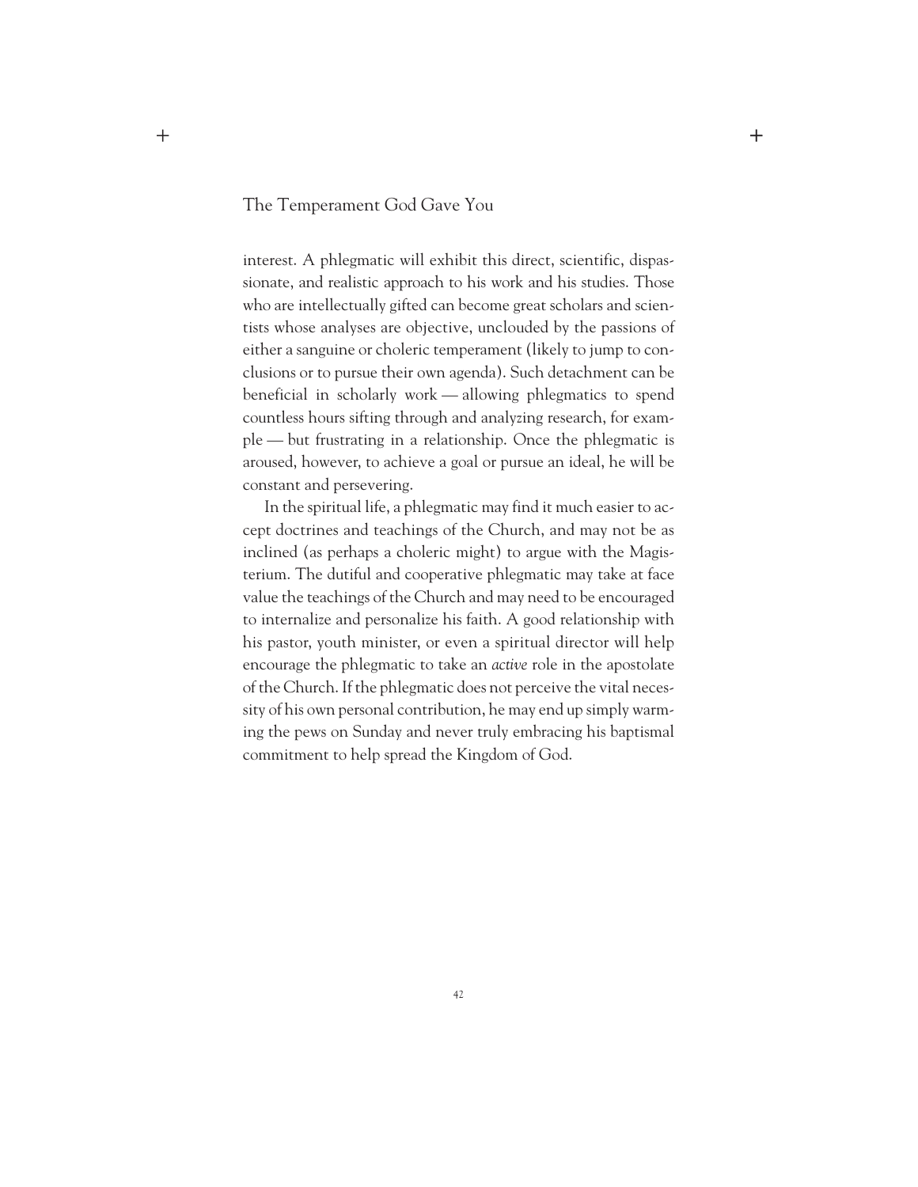interest. A phlegmatic will exhibit this direct, scientific, dispassionate, and realistic approach to his work and his studies. Those who are intellectually gifted can become great scholars and scientists whose analyses are objective, unclouded by the passions of either a sanguine or choleric temperament (likely to jump to conclusions or to pursue their own agenda). Such detachment can be beneficial in scholarly work — allowing phlegmatics to spend countless hours sifting through and analyzing research, for example — but frustrating in a relationship. Once the phlegmatic is aroused, however, to achieve a goal or pursue an ideal, he will be constant and persevering.

In the spiritual life, a phlegmatic may find it much easier to accept doctrines and teachings of the Church, and may not be as inclined (as perhaps a choleric might) to argue with the Magisterium. The dutiful and cooperative phlegmatic may take at face value the teachings of the Church and may need to be encouraged to internalize and personalize his faith. A good relationship with his pastor, youth minister, or even a spiritual director will help encourage the phlegmatic to take an *active* role in the apostolate of the Church. If the phlegmatic does not perceive the vital necessity of his own personal contribution, he may end up simply warming the pews on Sunday and never truly embracing his baptismal commitment to help spread the Kingdom of God.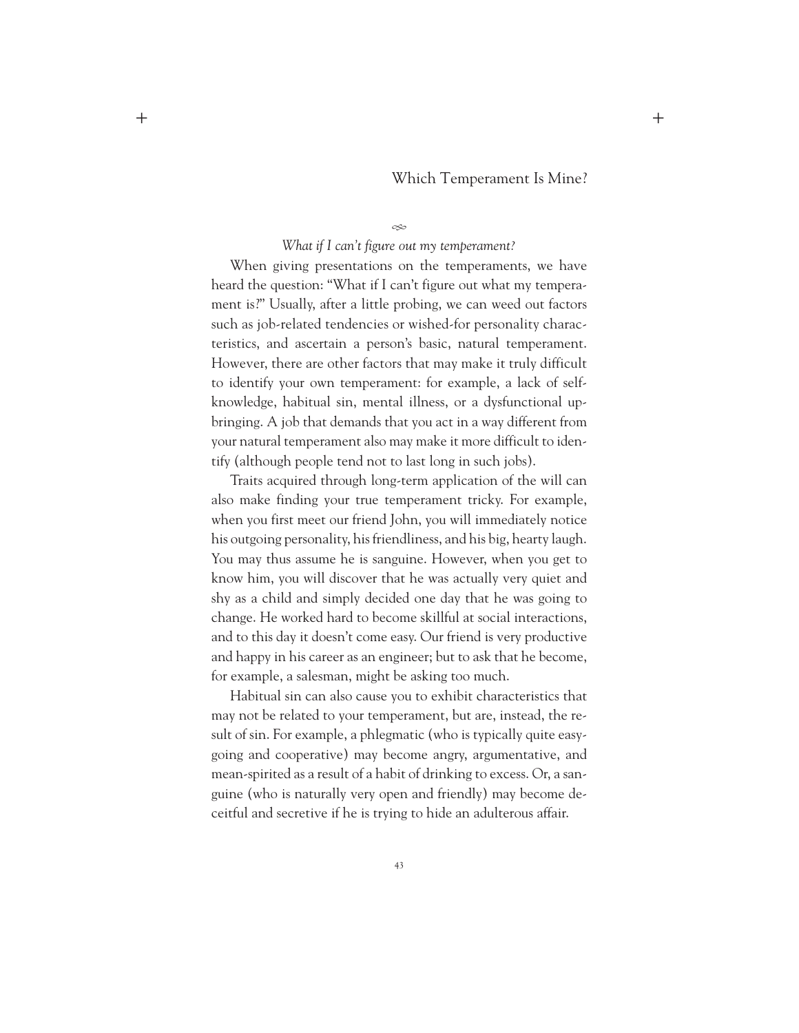## Which Temperament Is Mine?

*What if I can't figure out my temperament?*

When giving presentations on the temperaments, we have heard the question: "What if I can't figure out what my temperament is?" Usually, after a little probing, we can weed out factors such as job-related tendencies or wished-for personality characteristics, and ascertain a person's basic, natural temperament. However, there are other factors that may make it truly difficult to identify your own temperament: for example, a lack of self-knowledge, habitual sin, mental illness, or a dysfunctional upbringing. A job that demands that you act in a way different from your natural temperament also may make it more difficult to identify (although people tend not to last long in such jobs).

Traits acquired through long-term application of the will can also make finding your true temperament tricky. For example, when you first meet our friend John, you will immediately notice his outgoing personality, his friendliness, and his big, hearty laugh. You may thus assume he is sanguine. However, when you get to know him, you will discover that he was actually very quiet and shy as a child and simply decided one day that he was going to change. He worked hard to become skillful at social interactions, and to this day it doesn't come easy. Our friend is very productive and happy in his career as an engineer; but to ask that he become, for example, a salesman, might be asking too much.

Habitual sin can also cause you to exhibit characteristics that may not be related to your temperament, but are, instead, the result of sin. For example, a phlegmatic (who is typically quite easygoing and cooperative) may become angry, argumentative, and mean-spirited as a result of a habit of drinking to excess. Or, a sanguine (who is naturally very open and friendly) may become deceitful and secretive if he is trying to hide an adulterous affair.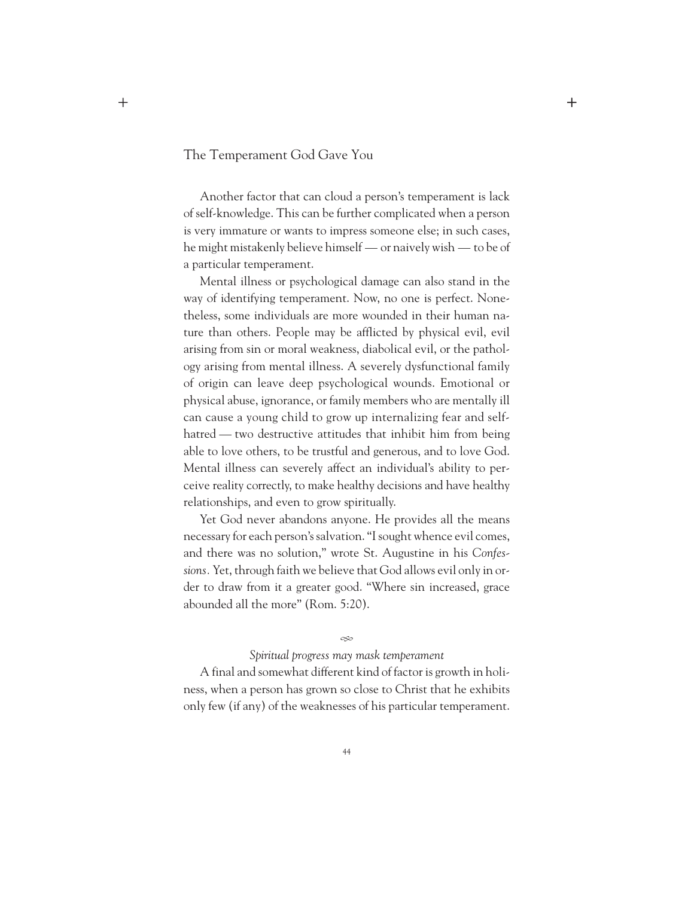Another factor that can cloud a person's temperament is lack of self-knowledge. This can be further complicated when a person is very immature or wants to impress someone else; in such cases, he might mistakenly believe himself — or naively wish — to be of a particular temperament.

Mental illness or psychological damage can also stand in the way of identifying temperament. Now, no one is perfect. Nonetheless, some individuals are more wounded in their human nature than others. People may be afflicted by physical evil, evil arising from sin or moral weakness, diabolical evil, or the pathology arising from mental illness. A severely dysfunctional family of origin can leave deep psychological wounds. Emotional or physical abuse, ignorance, or family members who are mentally ill can cause a young child to grow up internalizing fear and self-hatred — two destructive attitudes that inhibit him from being able to love others, to be trustful and generous, and to love God. Mental illness can severely affect an individual's ability to perceive reality correctly, to make healthy decisions and have healthy relationships, and even to grow spiritually.

Yet God never abandons anyone. He provides all the means necessary for each person's salvation. "I sought whence evil comes, and there was no solution," wrote St. Augustine in his *Confessions*. Yet, through faith we believe that God allows evil only in order to draw from it a greater good. "Where sin increased, grace abounded all the more" (Rom. 5:20).

*Spiritual progress may mask temperament*

A final and somewhat different kind of factor is growth in holiness, when a person has grown so close to Christ that he exhibits only few (if any) of the weaknesses of his particular temperament.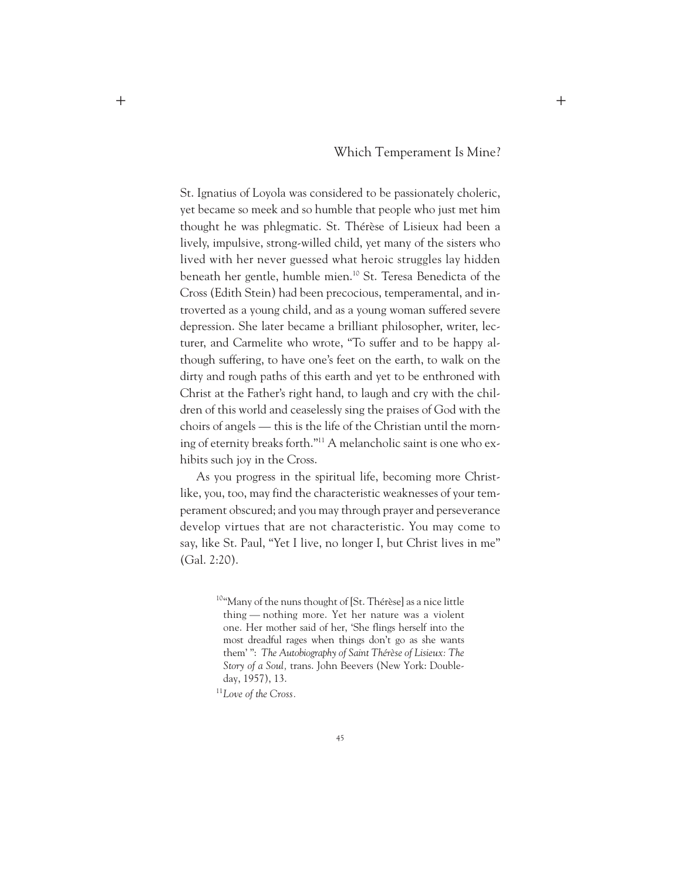St. Ignatius of Loyola was considered to be passionately choleric, yet became so meek and so humble that people who just met him thought he was phlegmatic. St. Thérèse of Lisieux had been a lively, impulsive, strong-willed child, yet many of the sisters who lived with her never guessed what heroic struggles lay hidden beneath her gentle, humble mien.[10] St. Teresa Benedicta of the Cross (Edith Stein) had been precocious, temperamental, and introverted as a young child, and as a young woman suffered severe depression. She later became a brilliant philosopher, writer, lecturer, and Carmelite who wrote, "To suffer and to be happy although suffering, to have one's feet on the earth, to walk on the dirty and rough paths of this earth and yet to be enthroned with Christ at the Father's right hand, to laugh and cry with the children of this world and ceaselessly sing the praises of God with the choirs of angels — this is the life of the Christian until the morning of eternity breaks forth."[11] A melancholic saint is one who exhibits such joy in the Cross.

As you progress in the spiritual life, becoming more Christlike, you, too, may find the characteristic weaknesses of your temperament obscured; and you may through prayer and perseverance develop virtues that are not characteristic. You may come to say, like St. Paul, "Yet I live, no longer I, but Christ lives in me" (Gal. 2:20).

[10] "Many of the nuns thought of [St. Thérèse] as a nice little thing — nothing more. Yet her nature was a violent one. Her mother said of her, 'She flings herself into the most dreadful rages when things don't go as she wants them' ": *The Autobiography of Saint Thérèse of Lisieux: The Story of a Soul,* trans. John Beevers (New York: Doubleday, 1957), 13.

[11] *Love of the Cross.*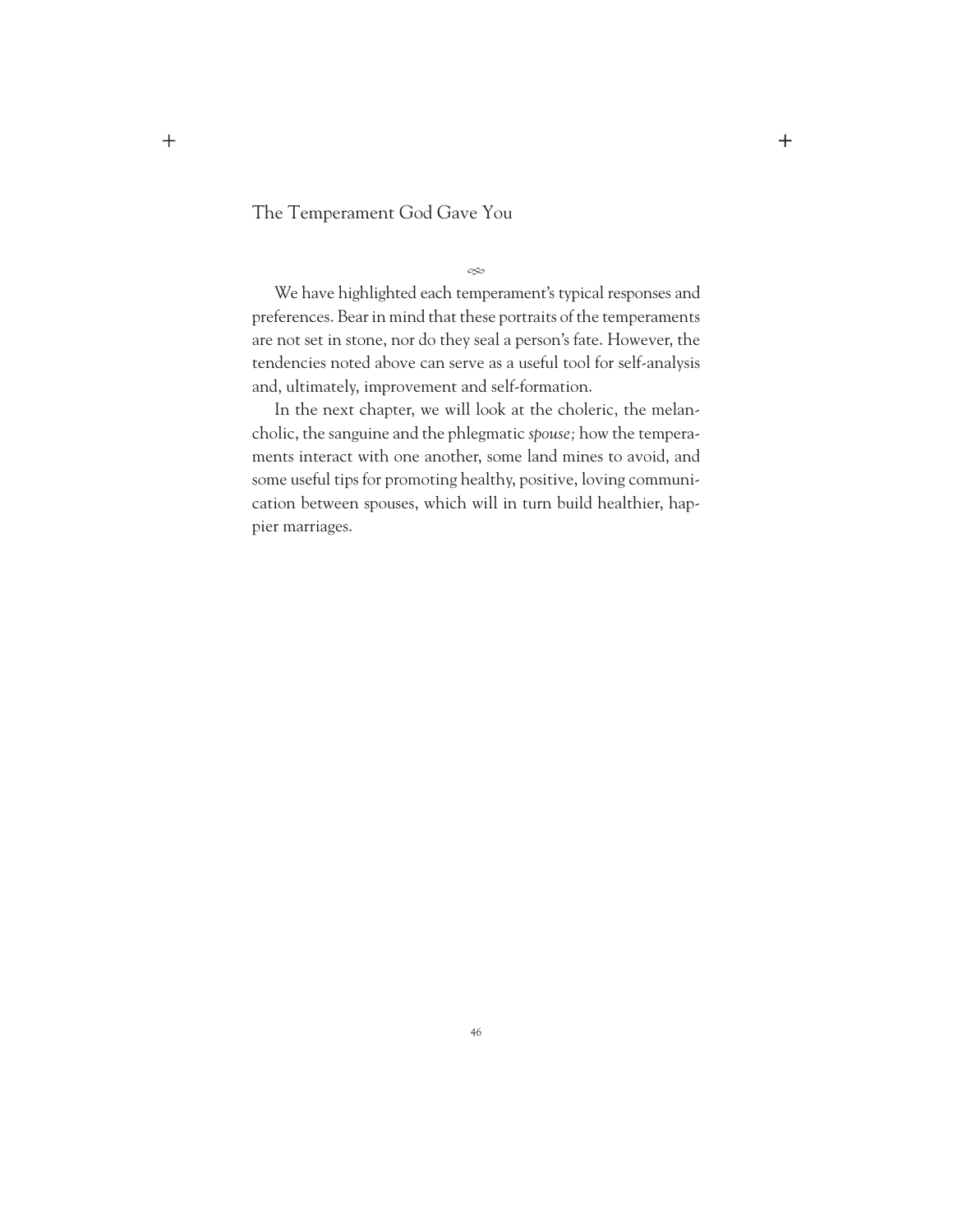∞

We have highlighted each temperament's typical responses and preferences. Bear in mind that these portraits of the temperaments are not set in stone, nor do they seal a person's fate. However, the tendencies noted above can serve as a useful tool for self-analysis and, ultimately, improvement and self-formation.

In the next chapter, we will look at the choleric, the melancholic, the sanguine and the phlegmatic *spouse;* how the temperaments interact with one another, some land mines to avoid, and some useful tips for promoting healthy, positive, loving communication between spouses, which will in turn build healthier, happier marriages.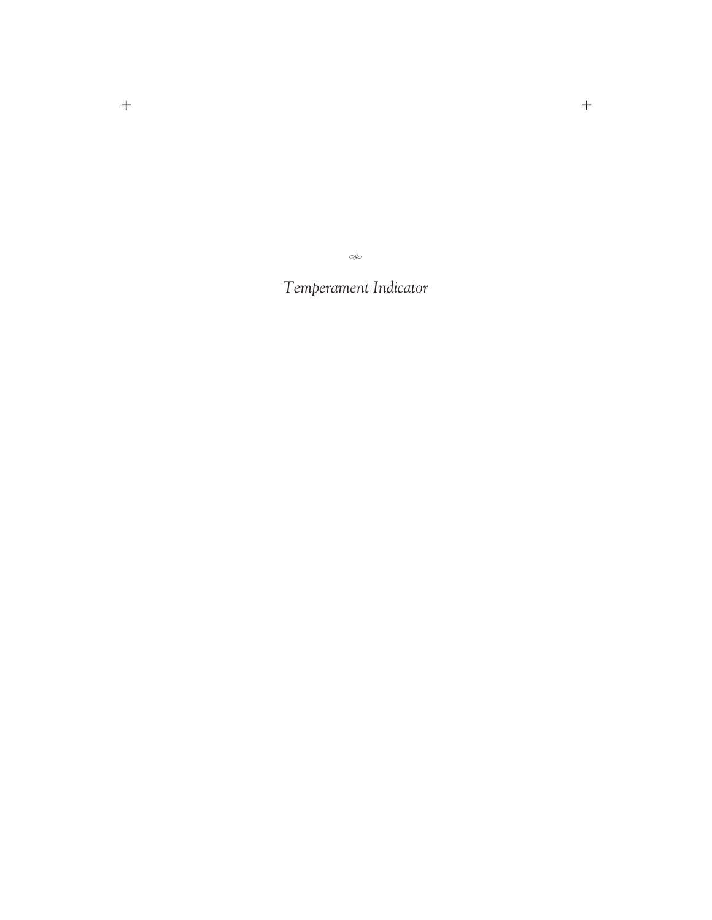*Temperament Indicator*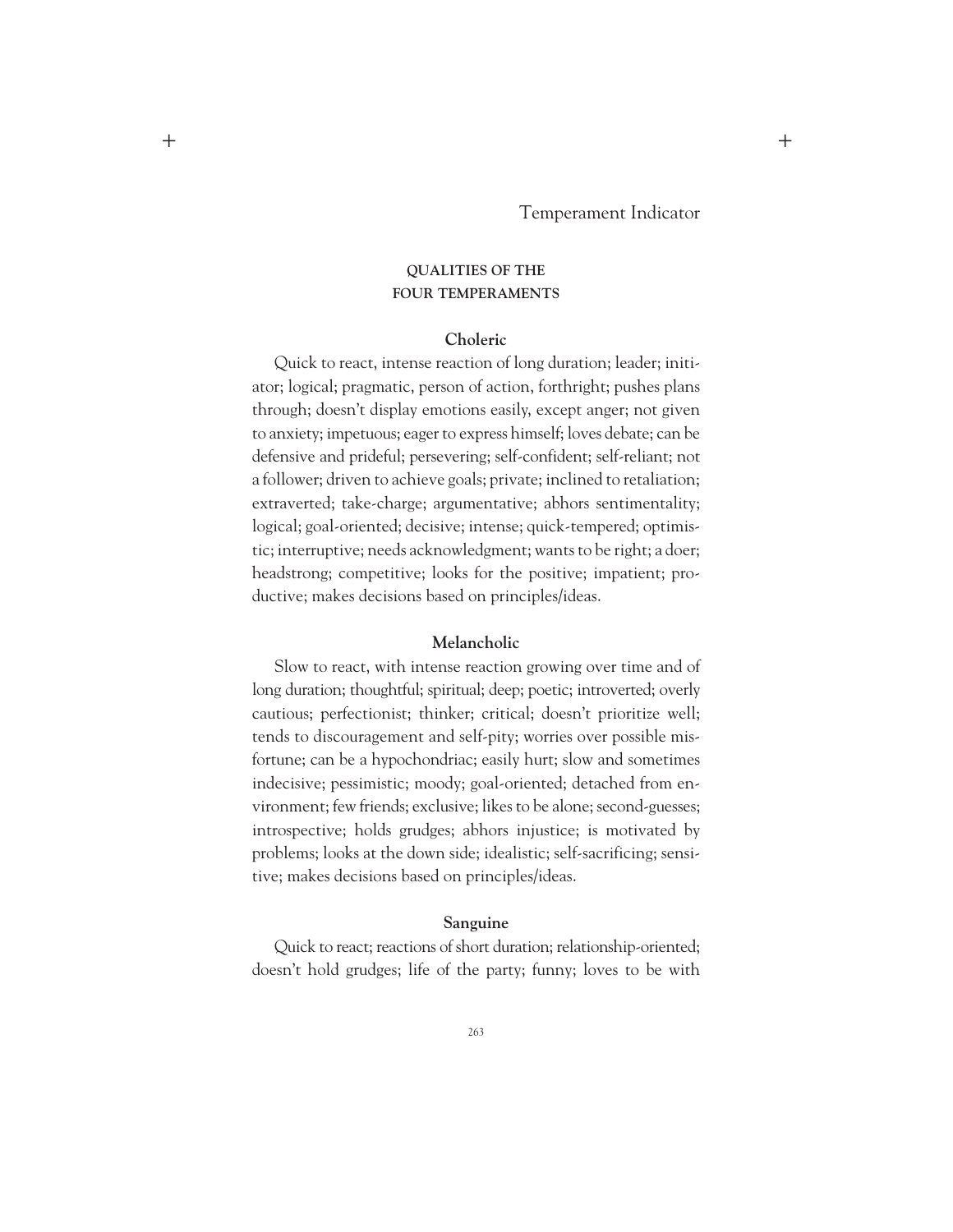# Temperament Indicator

## QUALITIES OF THE FOUR TEMPERAMENTS

### Choleric

Quick to react, intense reaction of long duration; leader; initiator; logical; pragmatic, person of action, forthright; pushes plans through; doesn't display emotions easily, except anger; not given to anxiety; impetuous; eager to express himself; loves debate; can be defensive and prideful; persevering; self-confident; self-reliant; not a follower; driven to achieve goals; private; inclined to retaliation; extraverted; take-charge; argumentative; abhors sentimentality; logical; goal-oriented; decisive; intense; quick-tempered; optimistic; interruptive; needs acknowledgment; wants to be right; a doer; headstrong; competitive; looks for the positive; impatient; productive; makes decisions based on principles/ideas.

### Melancholic

Slow to react, with intense reaction growing over time and of long duration; thoughtful; spiritual; deep; poetic; introverted; overly cautious; perfectionist; thinker; critical; doesn't prioritize well; tends to discouragement and self-pity; worries over possible misfortune; can be a hypochondriac; easily hurt; slow and sometimes indecisive; pessimistic; moody; goal-oriented; detached from environment; few friends; exclusive; likes to be alone; second-guesses; introspective; holds grudges; abhors injustice; is motivated by problems; looks at the down side; idealistic; self-sacrificing; sensitive; makes decisions based on principles/ideas.

### Sanguine

Quick to react; reactions of short duration; relationship-oriented; doesn't hold grudges; life of the party; funny; loves to be with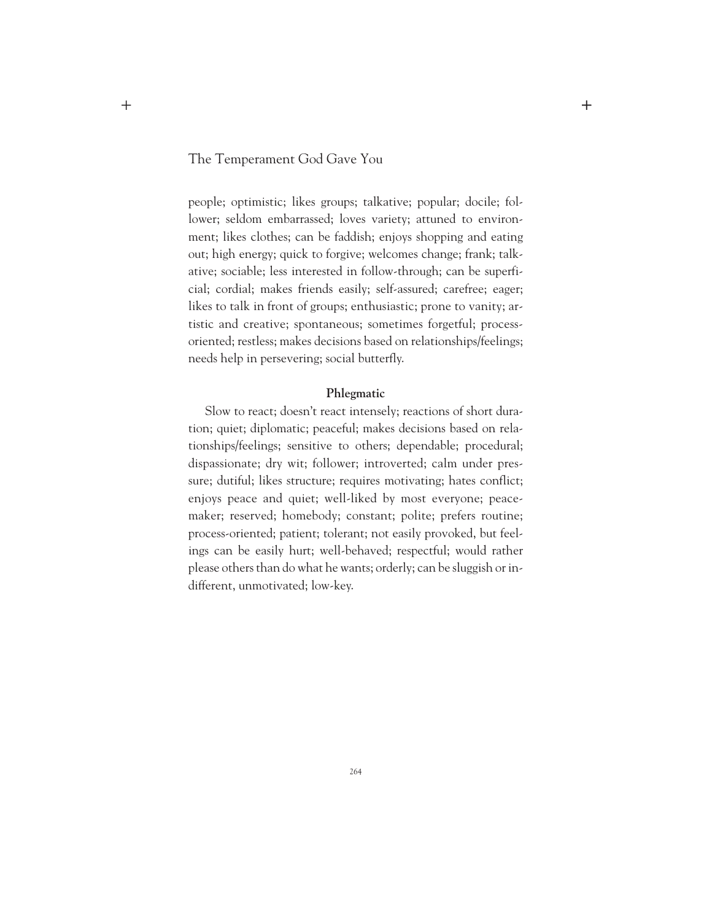people; optimistic; likes groups; talkative; popular; docile; follower; seldom embarrassed; loves variety; attuned to environment; likes clothes; can be faddish; enjoys shopping and eating out; high energy; quick to forgive; welcomes change; frank; talkative; sociable; less interested in follow-through; can be superficial; cordial; makes friends easily; self-assured; carefree; eager; likes to talk in front of groups; enthusiastic; prone to vanity; artistic and creative; spontaneous; sometimes forgetful; process-oriented; restless; makes decisions based on relationships/feelings; needs help in persevering; social butterfly.

### Phlegmatic

Slow to react; doesn't react intensely; reactions of short duration; quiet; diplomatic; peaceful; makes decisions based on relationships/feelings; sensitive to others; dependable; procedural; dispassionate; dry wit; follower; introverted; calm under pressure; dutiful; likes structure; requires motivating; hates conflict; enjoys peace and quiet; well-liked by most everyone; peacemaker; reserved; homebody; constant; polite; prefers routine; process-oriented; patient; tolerant; not easily provoked, but feelings can be easily hurt; well-behaved; respectful; would rather please others than do what he wants; orderly; can be sluggish or indifferent, unmotivated; low-key.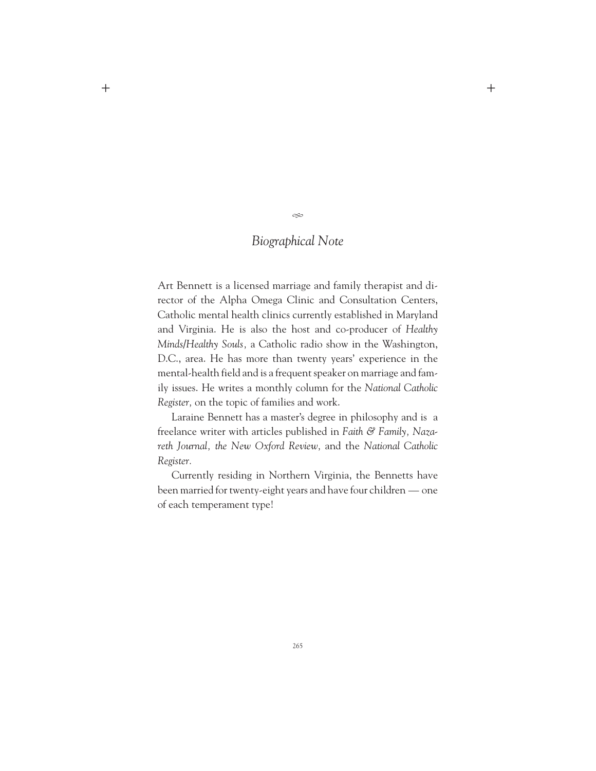## *Biographical Note*

Art Bennett is a licensed marriage and family therapist and director of the Alpha Omega Clinic and Consultation Centers, Catholic mental health clinics currently established in Maryland and Virginia. He is also the host and co-producer of *Healthy Minds/Healthy Souls*, a Catholic radio show in the Washington, D.C., area. He has more than twenty years' experience in the mental-health field and is a frequent speaker on marriage and family issues. He writes a monthly column for the *National Catholic Register*, on the topic of families and work.

Laraine Bennett has a master's degree in philosophy and is a freelance writer with articles published in *Faith & Family, Nazareth Journal, the New Oxford Review,* and the *National Catholic Register.*

Currently residing in Northern Virginia, the Bennetts have been married for twenty-eight years and have four children — one of each temperament type!